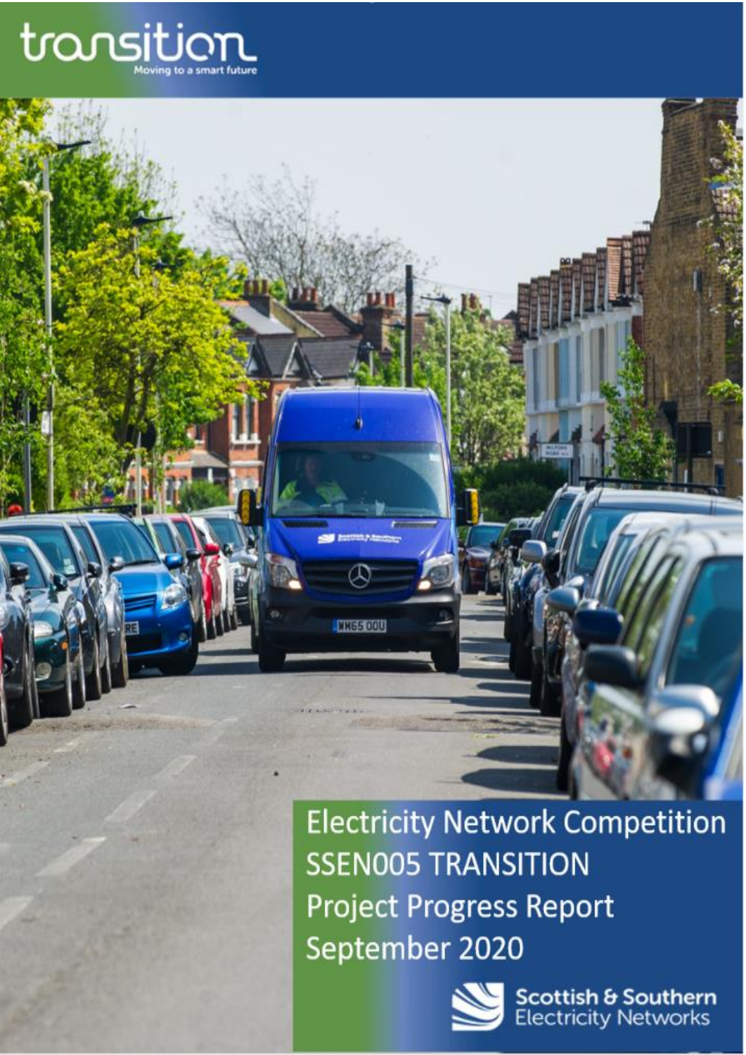transition

Moving to a smart future

# Electricity Network Competition SSEN005 TRANSITION Project Progress Report September 2020

Scottish & Southern Electricity Networks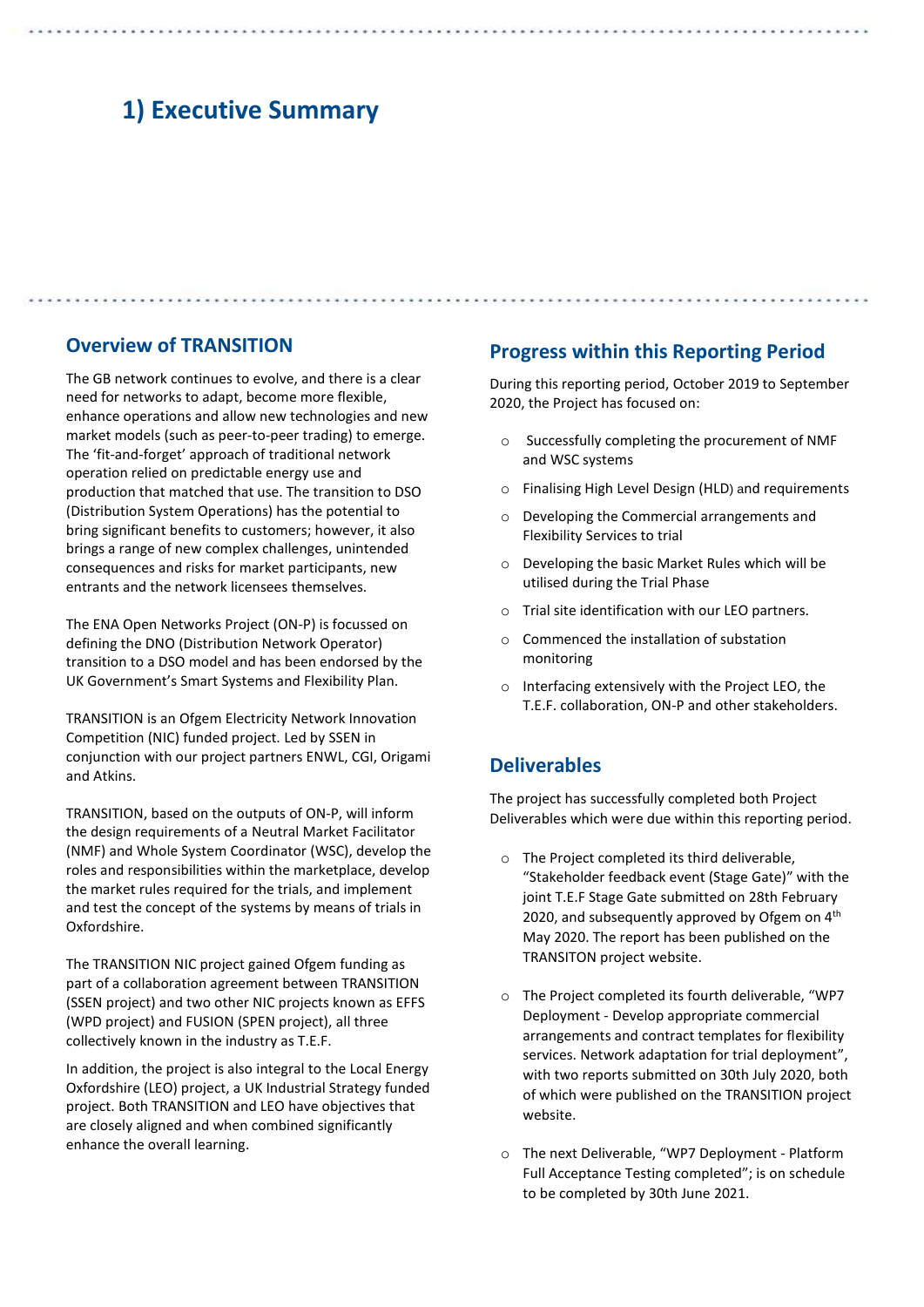# 1) Executive Summary

## Overview of TRANSITION

The GB network continues to evolve, and there is a clear need for networks to adapt, become more flexible, enhance operations and allow new technologies and new market models (such as peer-to-peer trading) to emerge. The 'fit-and-forget' approach of traditional network operation relied on predictable energy use and production that matched that use. The transition to DSO (Distribution System Operations) has the potential to bring significant benefits to customers; however, it also brings a range of new complex challenges, unintended consequences and risks for market participants, new entrants and the network licensees themselves.

The ENA Open Networks Project (ON-P) is focussed on defining the DNO (Distribution Network Operator) transition to a DSO model and has been endorsed by the UK Government's Smart Systems and Flexibility Plan.

TRANSITION is an Ofgem Electricity Network Innovation Competition (NIC) funded project. Led by SSEN in conjunction with our project partners ENWL, CGI, Origami and Atkins.

TRANSITION, based on the outputs of ON-P, will inform the design requirements of a Neutral Market Facilitator (NMF) and Whole System Coordinator (WSC), develop the roles and responsibilities within the marketplace, develop the market rules required for the trials, and implement and test the concept of the systems by means of trials in Oxfordshire.

The TRANSITION NIC project gained Ofgem funding as part of a collaboration agreement between TRANSITION (SSEN project) and two other NIC projects known as EFFS (WPD project) and FUSION (SPEN project), all three collectively known in the industry as T.E.F.

In addition, the project is also integral to the Local Energy Oxfordshire (LEO) project, a UK Industrial Strategy funded project. Both TRANSITION and LEO have objectives that are closely aligned and when combined significantly enhance the overall learning.

## Progress within this Reporting Period

During this reporting period, October 2019 to September 2020, the Project has focused on:

- Successfully completing the procurement of NMF and WSC systems
- Finalising High Level Design (HLD) and requirements
- Developing the Commercial arrangements and Flexibility Services to trial
- Developing the basic Market Rules which will be utilised during the Trial Phase
- Trial site identification with our LEO partners.
- Commenced the installation of substation monitoring
- Interfacing extensively with the Project LEO, the T.E.F. collaboration, ON-P and other stakeholders.

## Deliverables

The project has successfully completed both Project Deliverables which were due within this reporting period.

- The Project completed its third deliverable, "Stakeholder feedback event (Stage Gate)" with the joint T.E.F Stage Gate submitted on 28th February 2020, and subsequently approved by Ofgem on 4th May 2020. The report has been published on the TRANSITON project website.
- The Project completed its fourth deliverable, "WP7 Deployment - Develop appropriate commercial arrangements and contract templates for flexibility services. Network adaptation for trial deployment", with two reports submitted on 30th July 2020, both of which were published on the TRANSITION project website.
- The next Deliverable, "WP7 Deployment - Platform Full Acceptance Testing completed"; is on schedule to be completed by 30th June 2021.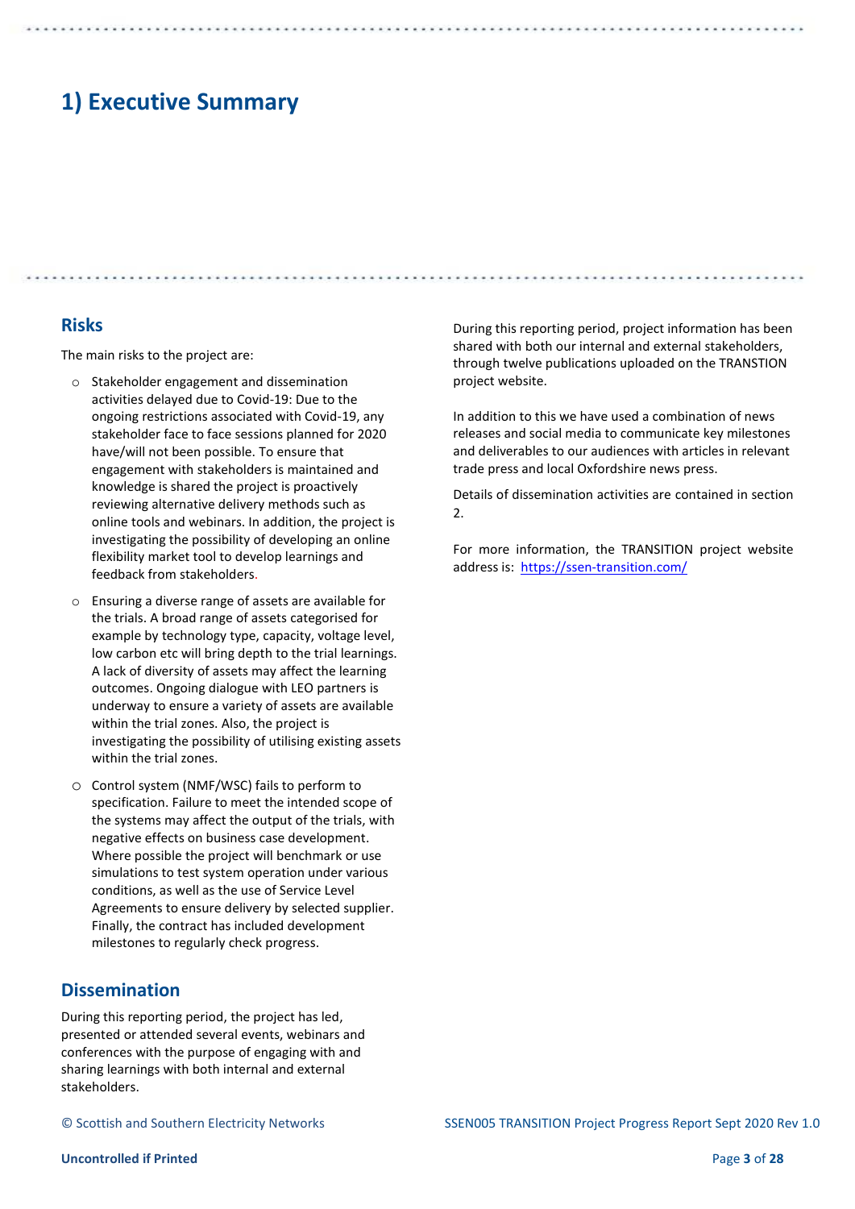# 1) Executive Summary

## Risks

The main risks to the project are:

- Stakeholder engagement and dissemination activities delayed due to Covid-19: Due to the ongoing restrictions associated with Covid-19, any stakeholder face to face sessions planned for 2020 have/will not been possible. To ensure that engagement with stakeholders is maintained and knowledge is shared the project is proactively reviewing alternative delivery methods such as online tools and webinars. In addition, the project is investigating the possibility of developing an online flexibility market tool to develop learnings and feedback from stakeholders.
- Ensuring a diverse range of assets are available for the trials. A broad range of assets categorised for example by technology type, capacity, voltage level, low carbon etc will bring depth to the trial learnings. A lack of diversity of assets may affect the learning outcomes. Ongoing dialogue with LEO partners is underway to ensure a variety of assets are available within the trial zones. Also, the project is investigating the possibility of utilising existing assets within the trial zones.
- Control system (NMF/WSC) fails to perform to specification. Failure to meet the intended scope of the systems may affect the output of the trials, with negative effects on business case development. Where possible the project will benchmark or use simulations to test system operation under various conditions, as well as the use of Service Level Agreements to ensure delivery by selected supplier. Finally, the contract has included development milestones to regularly check progress.

## Dissemination

During this reporting period, the project has led, presented or attended several events, webinars and conferences with the purpose of engaging with and sharing learnings with both internal and external stakeholders.

During this reporting period, project information has been shared with both our internal and external stakeholders, through twelve publications uploaded on the TRANSTION project website.

In addition to this we have used a combination of news releases and social media to communicate key milestones and deliverables to our audiences with articles in relevant trade press and local Oxfordshire news press.

Details of dissemination activities are contained in section 2.

For more information, the TRANSITION project website address is: https://ssen-transition.com/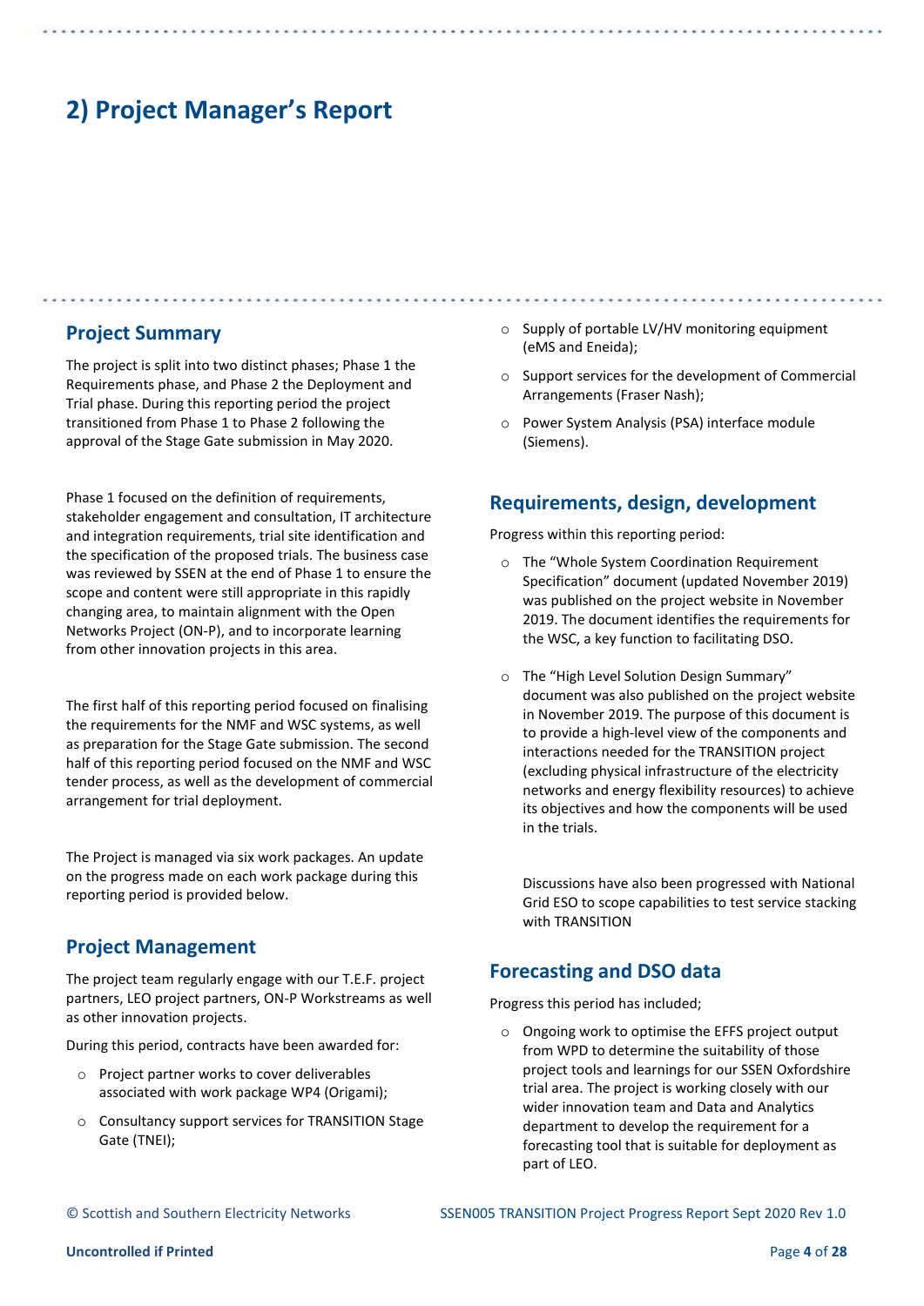# 2) Project Manager's Report

## Project Summary

The project is split into two distinct phases; Phase 1 the Requirements phase, and Phase 2 the Deployment and Trial phase. During this reporting period the project transitioned from Phase 1 to Phase 2 following the approval of the Stage Gate submission in May 2020.

Phase 1 focused on the definition of requirements, stakeholder engagement and consultation, IT architecture and integration requirements, trial site identification and the specification of the proposed trials. The business case was reviewed by SSEN at the end of Phase 1 to ensure the scope and content were still appropriate in this rapidly changing area, to maintain alignment with the Open Networks Project (ON-P), and to incorporate learning from other innovation projects in this area.

The first half of this reporting period focused on finalising the requirements for the NMF and WSC systems, as well as preparation for the Stage Gate submission. The second half of this reporting period focused on the NMF and WSC tender process, as well as the development of commercial arrangement for trial deployment.

The Project is managed via six work packages. An update on the progress made on each work package during this reporting period is provided below.

## Project Management

The project team regularly engage with our T.E.F. project partners, LEO project partners, ON-P Workstreams as well as other innovation projects.

During this period, contracts have been awarded for:

- Project partner works to cover deliverables associated with work package WP4 (Origami);
- Consultancy support services for TRANSITION Stage Gate (TNEI);
- Supply of portable LV/HV monitoring equipment (eMS and Eneida);
- Support services for the development of Commercial Arrangements (Fraser Nash);
- Power System Analysis (PSA) interface module (Siemens).

## Requirements, design, development

Progress within this reporting period:

- The "Whole System Coordination Requirement Specification" document (updated November 2019) was published on the project website in November 2019. The document identifies the requirements for the WSC, a key function to facilitating DSO.
- The "High Level Solution Design Summary" document was also published on the project website in November 2019. The purpose of this document is to provide a high-level view of the components and interactions needed for the TRANSITION project (excluding physical infrastructure of the electricity networks and energy flexibility resources) to achieve its objectives and how the components will be used in the trials.

  Discussions have also been progressed with National Grid ESO to scope capabilities to test service stacking with TRANSITION

## Forecasting and DSO data

Progress this period has included;

- Ongoing work to optimise the EFFS project output from WPD to determine the suitability of those project tools and learnings for our SSEN Oxfordshire trial area. The project is working closely with our wider innovation team and Data and Analytics department to develop the requirement for a forecasting tool that is suitable for deployment as part of LEO.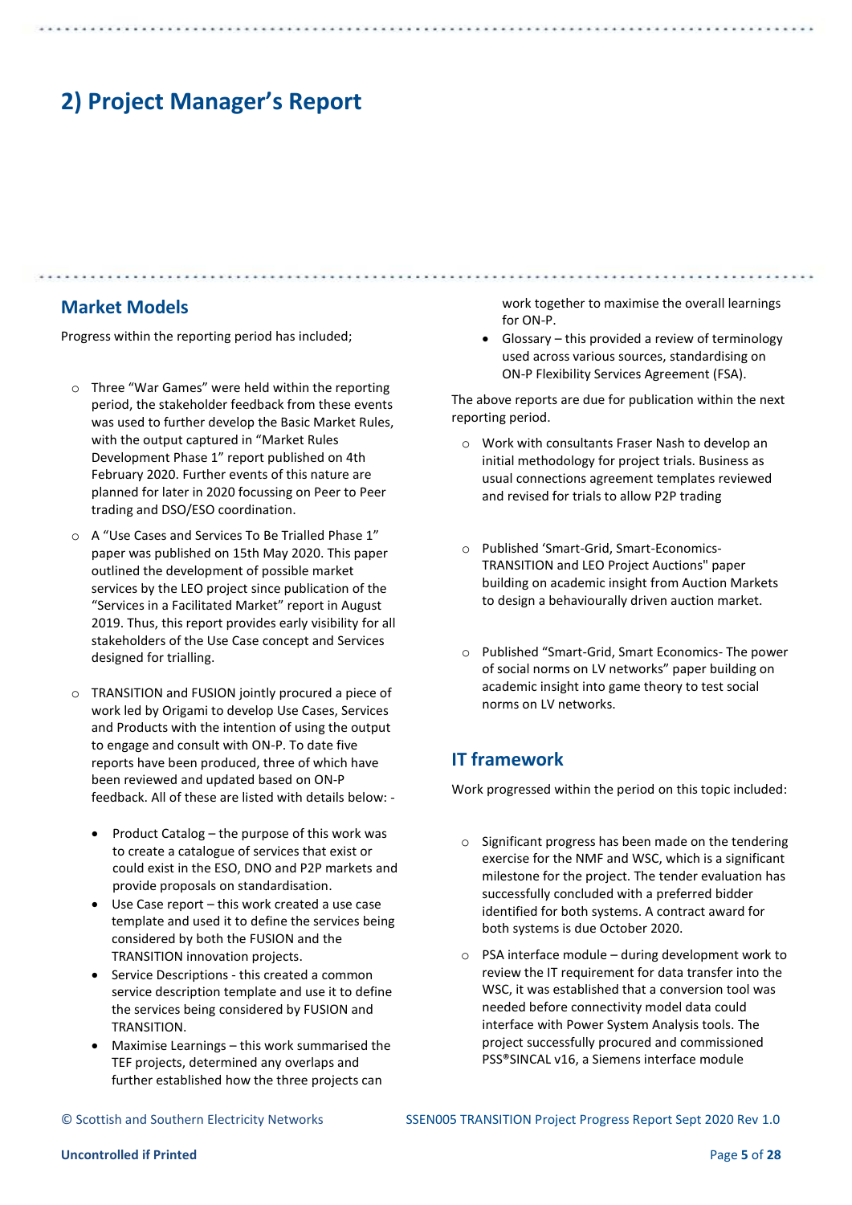# 2) Project Manager's Report

## Market Models

Progress within the reporting period has included;

- Three "War Games" were held within the reporting period, the stakeholder feedback from these events was used to further develop the Basic Market Rules, with the output captured in "Market Rules Development Phase 1" report published on 4th February 2020. Further events of this nature are planned for later in 2020 focussing on Peer to Peer trading and DSO/ESO coordination.
- A "Use Cases and Services To Be Trialled Phase 1" paper was published on 15th May 2020. This paper outlined the development of possible market services by the LEO project since publication of the "Services in a Facilitated Market" report in August 2019. Thus, this report provides early visibility for all stakeholders of the Use Case concept and Services designed for trialling.
- TRANSITION and FUSION jointly procured a piece of work led by Origami to develop Use Cases, Services and Products with the intention of using the output to engage and consult with ON-P. To date five reports have been produced, three of which have been reviewed and updated based on ON-P feedback. All of these are listed with details below: -
  - Product Catalog – the purpose of this work was to create a catalogue of services that exist or could exist in the ESO, DNO and P2P markets and provide proposals on standardisation.
  - Use Case report – this work created a use case template and used it to define the services being considered by both the FUSION and the TRANSITION innovation projects.
  - Service Descriptions - this created a common service description template and use it to define the services being considered by FUSION and TRANSITION.
  - Maximise Learnings – this work summarised the TEF projects, determined any overlaps and further established how the three projects can work together to maximise the overall learnings for ON-P.
  - Glossary – this provided a review of terminology used across various sources, standardising on ON-P Flexibility Services Agreement (FSA).

The above reports are due for publication within the next reporting period.

- Work with consultants Fraser Nash to develop an initial methodology for project trials. Business as usual connections agreement templates reviewed and revised for trials to allow P2P trading
- Published 'Smart-Grid, Smart-Economics-TRANSITION and LEO Project Auctions" paper building on academic insight from Auction Markets to design a behaviourally driven auction market.
- Published "Smart-Grid, Smart Economics- The power of social norms on LV networks" paper building on academic insight into game theory to test social norms on LV networks.

## IT framework

Work progressed within the period on this topic included:

- Significant progress has been made on the tendering exercise for the NMF and WSC, which is a significant milestone for the project. The tender evaluation has successfully concluded with a preferred bidder identified for both systems. A contract award for both systems is due October 2020.
- PSA interface module – during development work to review the IT requirement for data transfer into the WSC, it was established that a conversion tool was needed before connectivity model data could interface with Power System Analysis tools. The project successfully procured and commissioned PSS®SINCAL v16, a Siemens interface module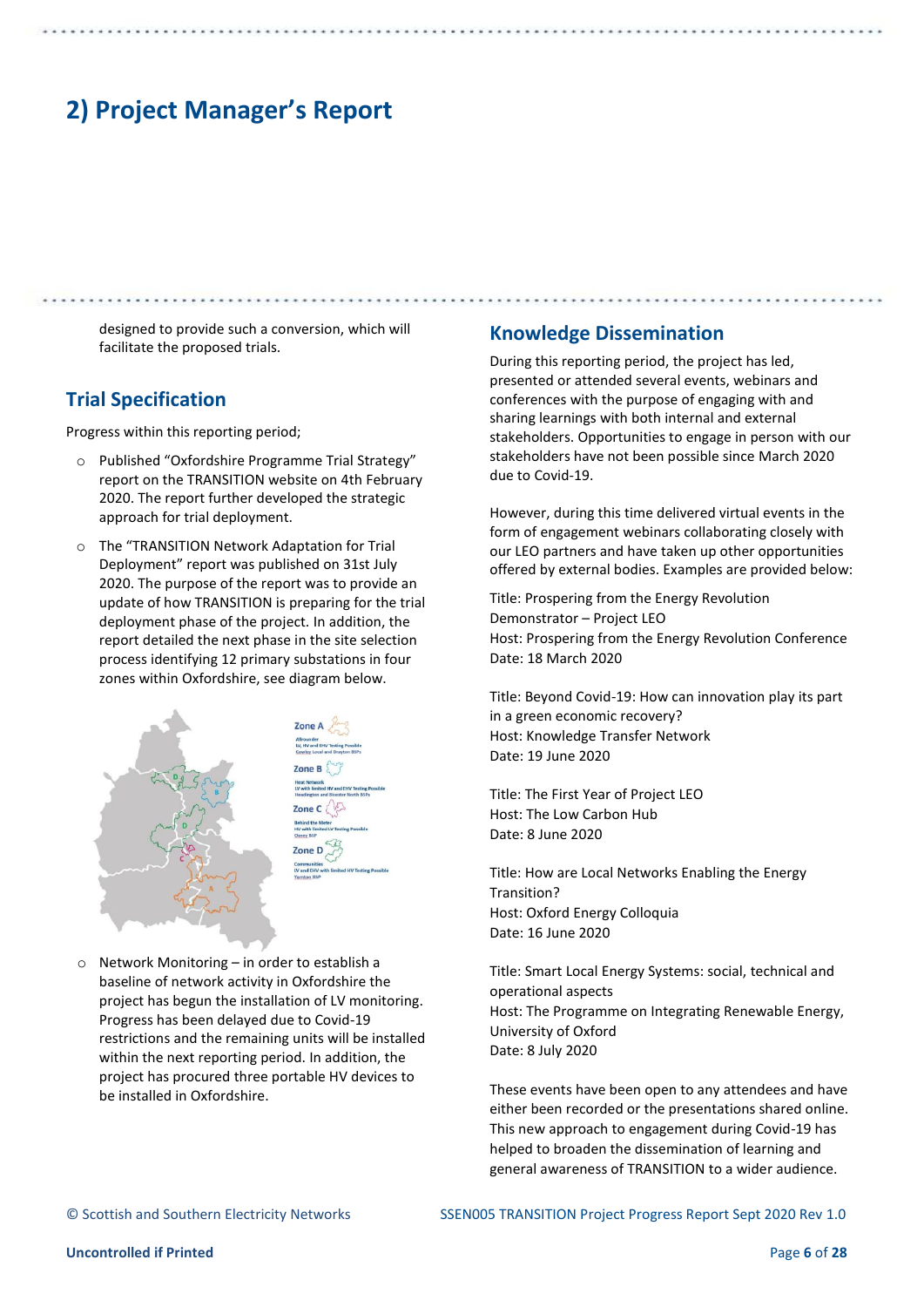# 2) Project Manager's Report

designed to provide such a conversion, which will facilitate the proposed trials.

## Trial Specification

Progress within this reporting period;

- Published "Oxfordshire Programme Trial Strategy" report on the TRANSITION website on 4th February 2020. The report further developed the strategic approach for trial deployment.
- The "TRANSITION Network Adaptation for Trial Deployment" report was published on 31st July 2020. The purpose of the report was to provide an update of how TRANSITION is preparing for the trial deployment phase of the project. In addition, the report detailed the next phase in the site selection process identifying 12 primary substations in four zones within Oxfordshire, see diagram below.
- Network Monitoring – in order to establish a baseline of network activity in Oxfordshire the project has begun the installation of LV monitoring. Progress has been delayed due to Covid-19 restrictions and the remaining units will be installed within the next reporting period. In addition, the project has procured three portable HV devices to be installed in Oxfordshire.

## Knowledge Dissemination

During this reporting period, the project has led, presented or attended several events, webinars and conferences with the purpose of engaging with and sharing learnings with both internal and external stakeholders. Opportunities to engage in person with our stakeholders have not been possible since March 2020 due to Covid-19.

However, during this time delivered virtual events in the form of engagement webinars collaborating closely with our LEO partners and have taken up other opportunities offered by external bodies. Examples are provided below:

Title: Prospering from the Energy Revolution Demonstrator – Project LEO
Host: Prospering from the Energy Revolution Conference
Date: 18 March 2020

Title: Beyond Covid-19: How can innovation play its part in a green economic recovery?
Host: Knowledge Transfer Network
Date: 19 June 2020

Title: The First Year of Project LEO
Host: The Low Carbon Hub
Date: 8 June 2020

Title: How are Local Networks Enabling the Energy Transition?
Host: Oxford Energy Colloquia
Date: 16 June 2020

Title: Smart Local Energy Systems: social, technical and operational aspects
Host: The Programme on Integrating Renewable Energy, University of Oxford
Date: 8 July 2020

These events have been open to any attendees and have either been recorded or the presentations shared online. This new approach to engagement during Covid-19 has helped to broaden the dissemination of learning and general awareness of TRANSITION to a wider audience.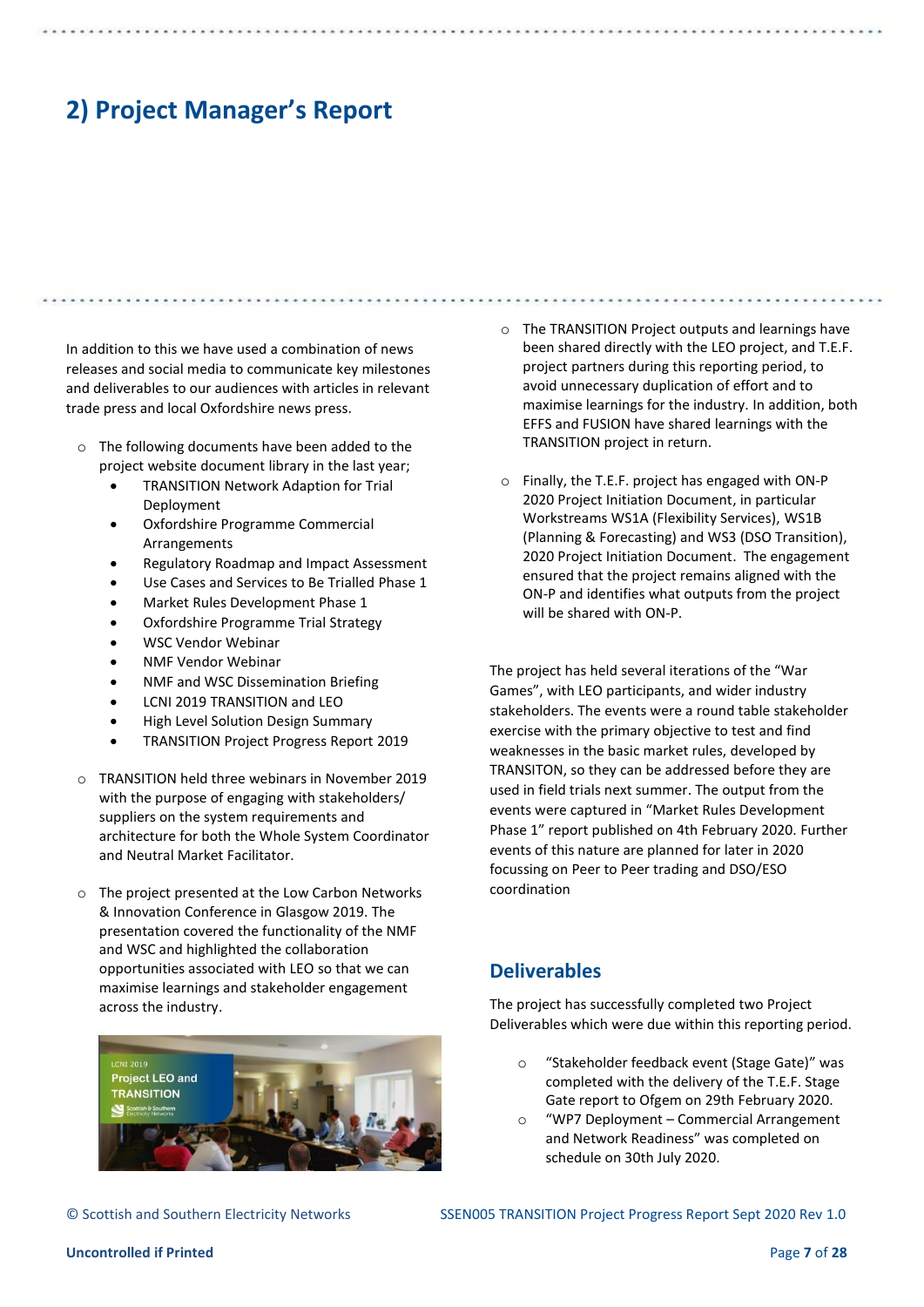## 2) Project Manager's Report

In addition to this we have used a combination of news releases and social media to communicate key milestones and deliverables to our audiences with articles in relevant trade press and local Oxfordshire news press.

- The following documents have been added to the project website document library in the last year;
  - TRANSITION Network Adaption for Trial Deployment
  - Oxfordshire Programme Commercial Arrangements
  - Regulatory Roadmap and Impact Assessment
  - Use Cases and Services to Be Trialled Phase 1
  - Market Rules Development Phase 1
  - Oxfordshire Programme Trial Strategy
  - WSC Vendor Webinar
  - NMF Vendor Webinar
  - NMF and WSC Dissemination Briefing
  - LCNI 2019 TRANSITION and LEO
  - High Level Solution Design Summary
  - TRANSITION Project Progress Report 2019
- TRANSITION held three webinars in November 2019 with the purpose of engaging with stakeholders/ suppliers on the system requirements and architecture for both the Whole System Coordinator and Neutral Market Facilitator.
- The project presented at the Low Carbon Networks & Innovation Conference in Glasgow 2019. The presentation covered the functionality of the NMF and WSC and highlighted the collaboration opportunities associated with LEO so that we can maximise learnings and stakeholder engagement across the industry.
- The TRANSITION Project outputs and learnings have been shared directly with the LEO project, and T.E.F. project partners during this reporting period, to avoid unnecessary duplication of effort and to maximise learnings for the industry. In addition, both EFFS and FUSION have shared learnings with the TRANSITION project in return.
- Finally, the T.E.F. project has engaged with ON-P 2020 Project Initiation Document, in particular Workstreams WS1A (Flexibility Services), WS1B (Planning & Forecasting) and WS3 (DSO Transition), 2020 Project Initiation Document. The engagement ensured that the project remains aligned with the ON-P and identifies what outputs from the project will be shared with ON-P.

The project has held several iterations of the "War Games", with LEO participants, and wider industry stakeholders. The events were a round table stakeholder exercise with the primary objective to test and find weaknesses in the basic market rules, developed by TRANSITON, so they can be addressed before they are used in field trials next summer. The output from the events were captured in "Market Rules Development Phase 1" report published on 4th February 2020. Further events of this nature are planned for later in 2020 focussing on Peer to Peer trading and DSO/ESO coordination

### Deliverables

The project has successfully completed two Project Deliverables which were due within this reporting period.

- "Stakeholder feedback event (Stage Gate)" was completed with the delivery of the T.E.F. Stage Gate report to Ofgem on 29th February 2020.
- "WP7 Deployment – Commercial Arrangement and Network Readiness" was completed on schedule on 30th July 2020.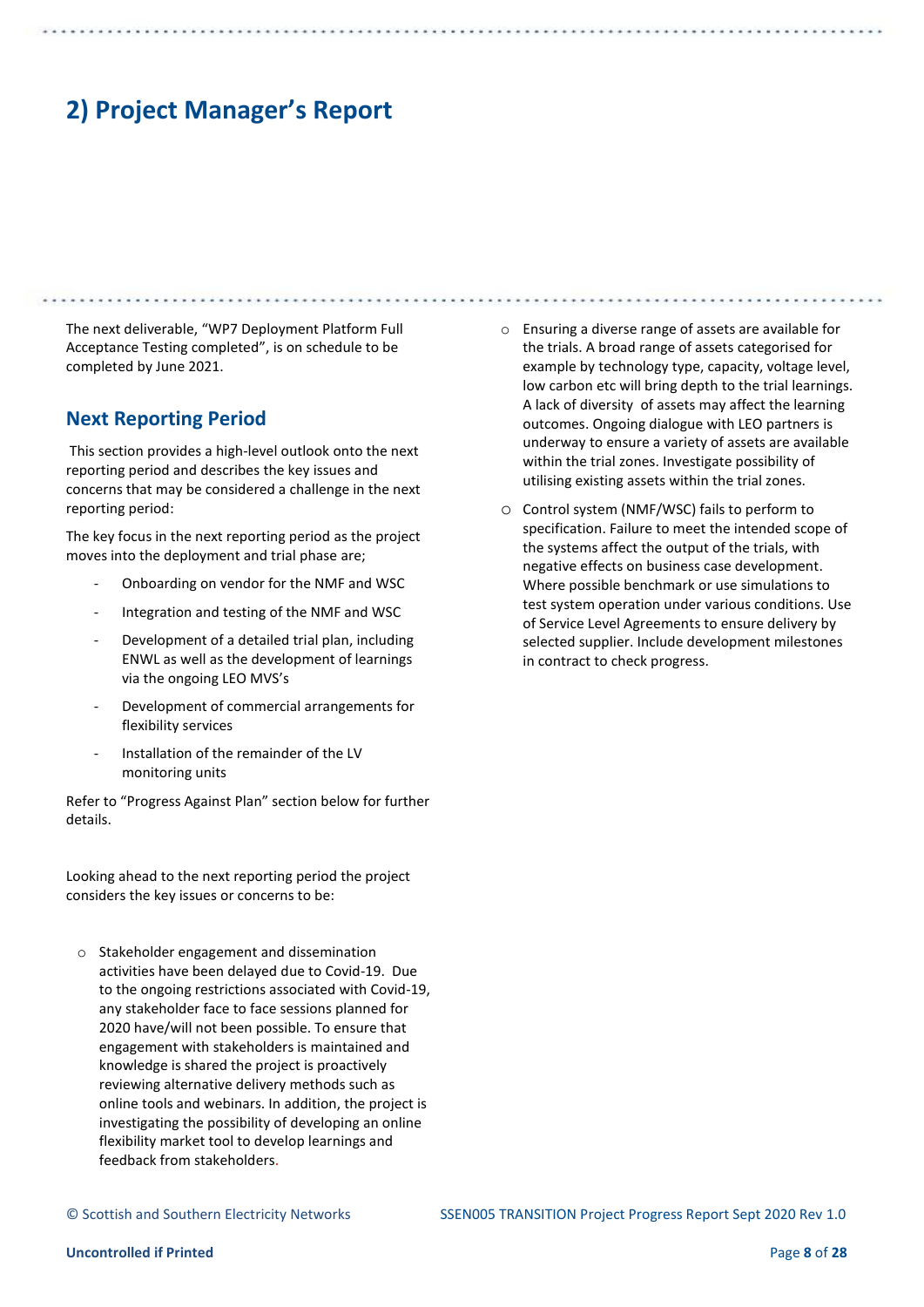# 2) Project Manager's Report

The next deliverable, "WP7 Deployment Platform Full Acceptance Testing completed", is on schedule to be completed by June 2021.

## Next Reporting Period

This section provides a high-level outlook onto the next reporting period and describes the key issues and concerns that may be considered a challenge in the next reporting period:

The key focus in the next reporting period as the project moves into the deployment and trial phase are;

- Onboarding on vendor for the NMF and WSC
- Integration and testing of the NMF and WSC
- Development of a detailed trial plan, including ENWL as well as the development of learnings via the ongoing LEO MVS's
- Development of commercial arrangements for flexibility services
- Installation of the remainder of the LV monitoring units

Refer to "Progress Against Plan" section below for further details.

Looking ahead to the next reporting period the project considers the key issues or concerns to be:

- Stakeholder engagement and dissemination activities have been delayed due to Covid-19. Due to the ongoing restrictions associated with Covid-19, any stakeholder face to face sessions planned for 2020 have/will not been possible. To ensure that engagement with stakeholders is maintained and knowledge is shared the project is proactively reviewing alternative delivery methods such as online tools and webinars. In addition, the project is investigating the possibility of developing an online flexibility market tool to develop learnings and feedback from stakeholders.
- Ensuring a diverse range of assets are available for the trials. A broad range of assets categorised for example by technology type, capacity, voltage level, low carbon etc will bring depth to the trial learnings. A lack of diversity of assets may affect the learning outcomes. Ongoing dialogue with LEO partners is underway to ensure a variety of assets are available within the trial zones. Investigate possibility of utilising existing assets within the trial zones.
- Control system (NMF/WSC) fails to perform to specification. Failure to meet the intended scope of the systems affect the output of the trials, with negative effects on business case development. Where possible benchmark or use simulations to test system operation under various conditions. Use of Service Level Agreements to ensure delivery by selected supplier. Include development milestones in contract to check progress.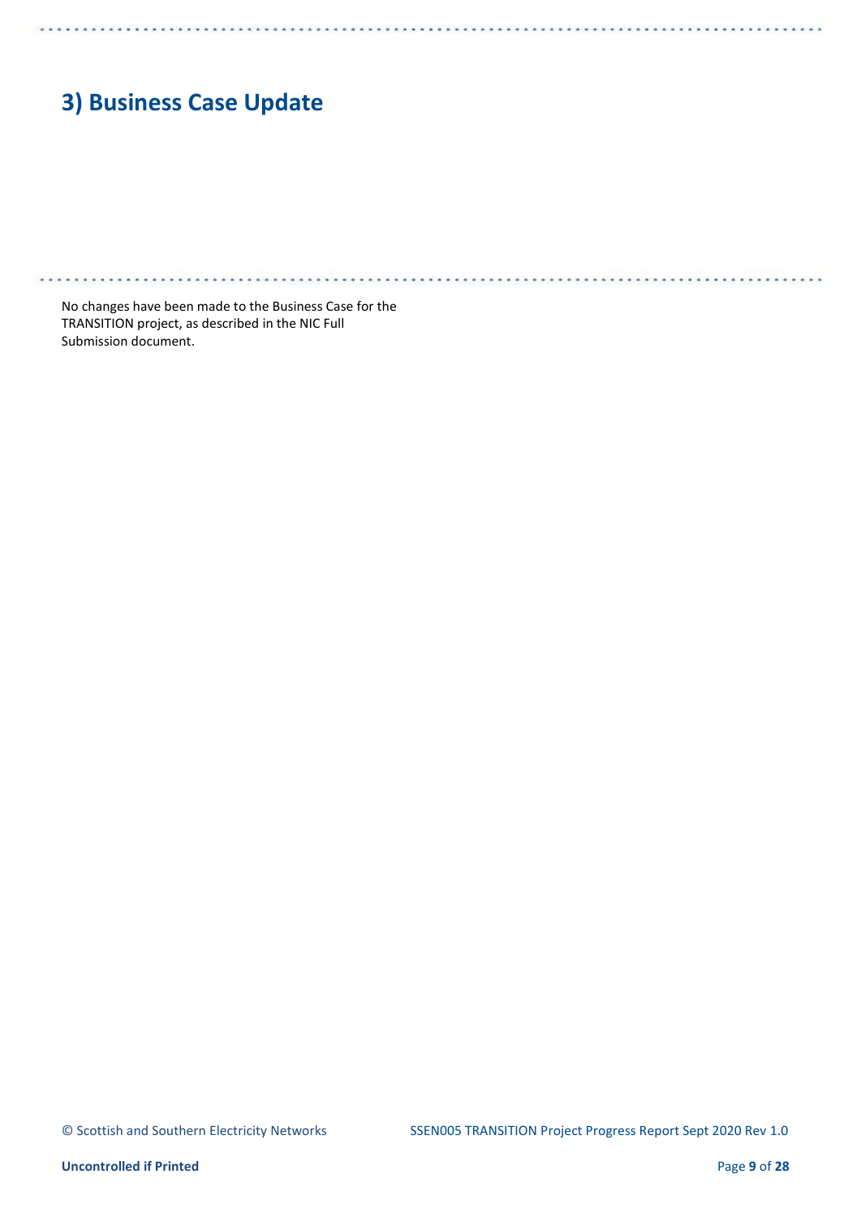# 3) Business Case Update

No changes have been made to the Business Case for the TRANSITION project, as described in the NIC Full Submission document.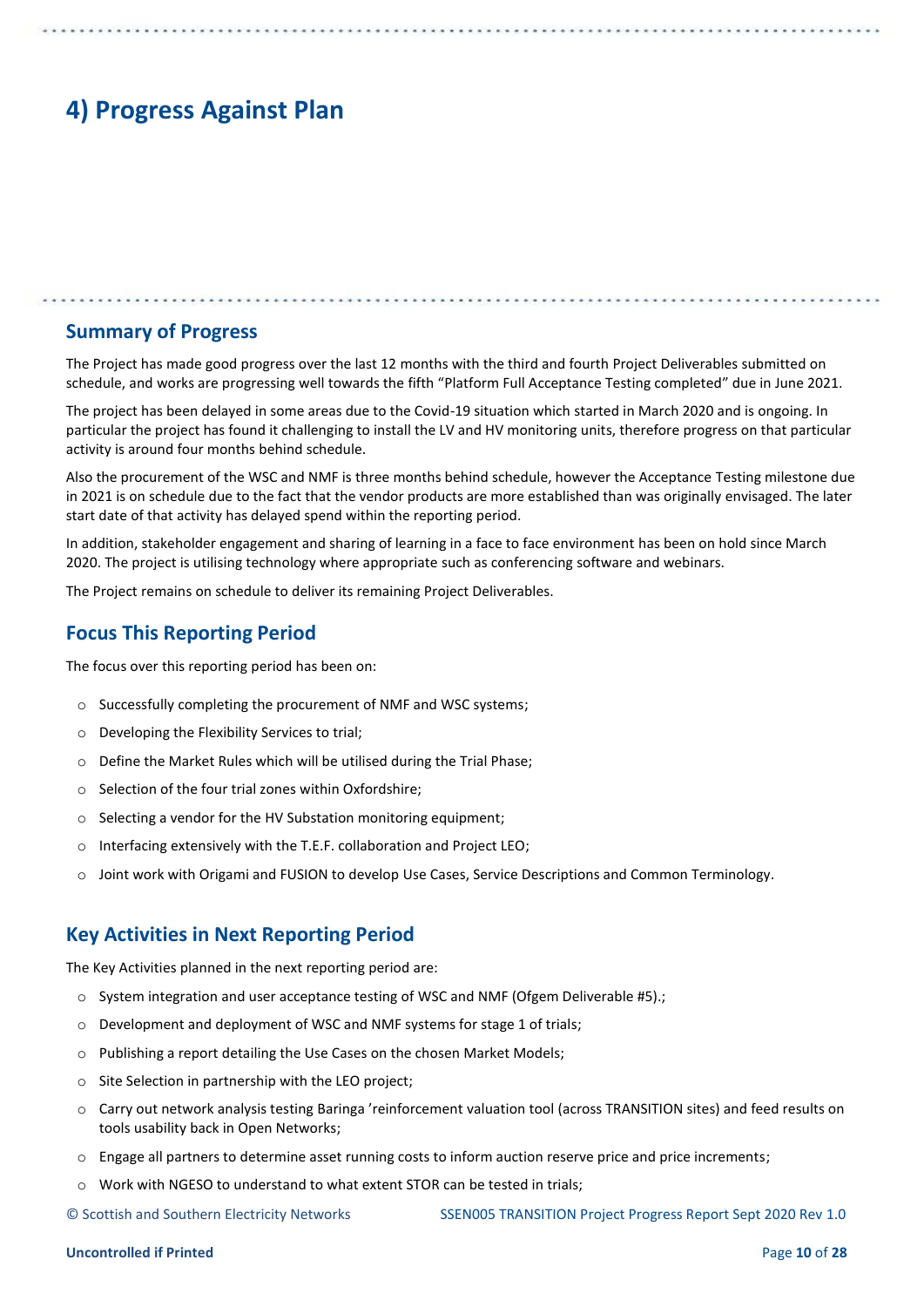# 4) Progress Against Plan

## Summary of Progress

The Project has made good progress over the last 12 months with the third and fourth Project Deliverables submitted on schedule, and works are progressing well towards the fifth "Platform Full Acceptance Testing completed" due in June 2021.

The project has been delayed in some areas due to the Covid-19 situation which started in March 2020 and is ongoing. In particular the project has found it challenging to install the LV and HV monitoring units, therefore progress on that particular activity is around four months behind schedule.

Also the procurement of the WSC and NMF is three months behind schedule, however the Acceptance Testing milestone due in 2021 is on schedule due to the fact that the vendor products are more established than was originally envisaged. The later start date of that activity has delayed spend within the reporting period.

In addition, stakeholder engagement and sharing of learning in a face to face environment has been on hold since March 2020. The project is utilising technology where appropriate such as conferencing software and webinars.

The Project remains on schedule to deliver its remaining Project Deliverables.

## Focus This Reporting Period

The focus over this reporting period has been on:

- Successfully completing the procurement of NMF and WSC systems;
- Developing the Flexibility Services to trial;
- Define the Market Rules which will be utilised during the Trial Phase;
- Selection of the four trial zones within Oxfordshire;
- Selecting a vendor for the HV Substation monitoring equipment;
- Interfacing extensively with the T.E.F. collaboration and Project LEO;
- Joint work with Origami and FUSION to develop Use Cases, Service Descriptions and Common Terminology.

## Key Activities in Next Reporting Period

The Key Activities planned in the next reporting period are:

- System integration and user acceptance testing of WSC and NMF (Ofgem Deliverable #5).;
- Development and deployment of WSC and NMF systems for stage 1 of trials;
- Publishing a report detailing the Use Cases on the chosen Market Models;
- Site Selection in partnership with the LEO project;
- Carry out network analysis testing Baringa 'reinforcement valuation tool (across TRANSITION sites) and feed results on tools usability back in Open Networks;
- Engage all partners to determine asset running costs to inform auction reserve price and price increments;
- Work with NGESO to understand to what extent STOR can be tested in trials;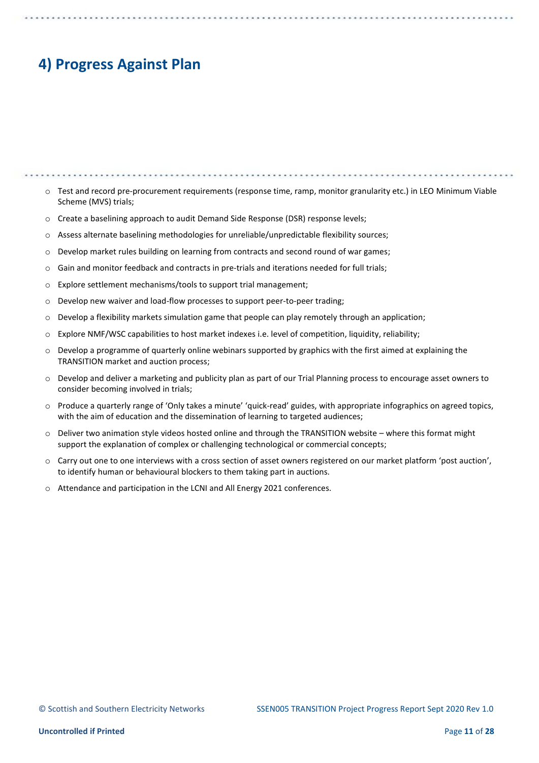# 4) Progress Against Plan

- Test and record pre-procurement requirements (response time, ramp, monitor granularity etc.) in LEO Minimum Viable Scheme (MVS) trials;
- Create a baselining approach to audit Demand Side Response (DSR) response levels;
- Assess alternate baselining methodologies for unreliable/unpredictable flexibility sources;
- Develop market rules building on learning from contracts and second round of war games;
- Gain and monitor feedback and contracts in pre-trials and iterations needed for full trials;
- Explore settlement mechanisms/tools to support trial management;
- Develop new waiver and load-flow processes to support peer-to-peer trading;
- Develop a flexibility markets simulation game that people can play remotely through an application;
- Explore NMF/WSC capabilities to host market indexes i.e. level of competition, liquidity, reliability;
- Develop a programme of quarterly online webinars supported by graphics with the first aimed at explaining the TRANSITION market and auction process;
- Develop and deliver a marketing and publicity plan as part of our Trial Planning process to encourage asset owners to consider becoming involved in trials;
- Produce a quarterly range of 'Only takes a minute' 'quick-read' guides, with appropriate infographics on agreed topics, with the aim of education and the dissemination of learning to targeted audiences;
- Deliver two animation style videos hosted online and through the TRANSITION website – where this format might support the explanation of complex or challenging technological or commercial concepts;
- Carry out one to one interviews with a cross section of asset owners registered on our market platform 'post auction', to identify human or behavioural blockers to them taking part in auctions.
- Attendance and participation in the LCNI and All Energy 2021 conferences.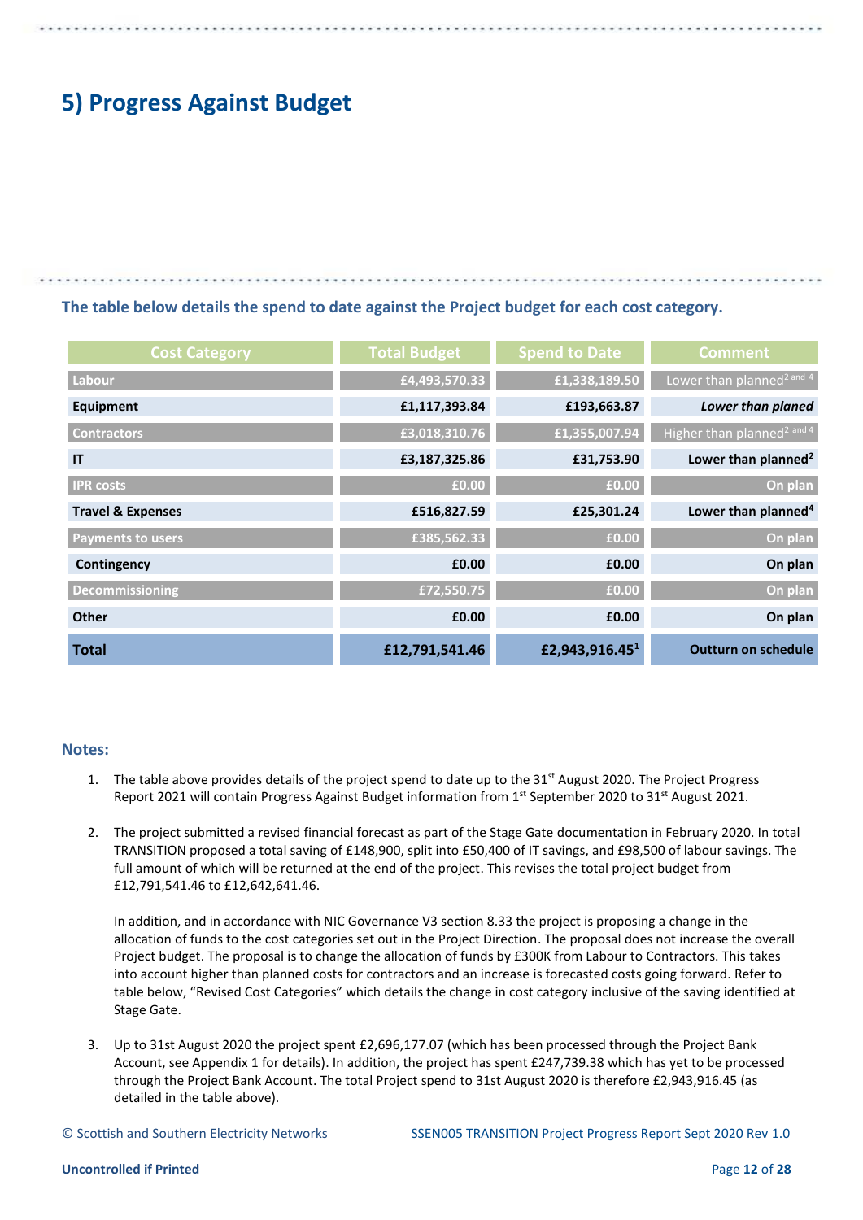# 5) Progress Against Budget

**The table below details the spend to date against the Project budget for each cost category.**

| Cost Category | Total Budget | Spend to Date | Comment |
|---|---|---|---|
| Labour | £4,493,570.33 | £1,338,189.50 | Lower than planned[2 and 4] |
| **Equipment** | **£1,117,393.84** | **£193,663.87** | ***Lower than planed*** |
| Contractors | £3,018,310.76 | £1,355,007.94 | Higher than planned[2 and 4] |
| **IT** | **£3,187,325.86** | **£31,753.90** | **Lower than planned[2]** |
| IPR costs | £0.00 | £0.00 | On plan |
| **Travel & Expenses** | **£516,827.59** | **£25,301.24** | **Lower than planned[4]** |
| Payments to users | £385,562.33 | £0.00 | On plan |
| **Contingency** | **£0.00** | **£0.00** | **On plan** |
| Decommissioning | £72,550.75 | £0.00 | On plan |
| **Other** | **£0.00** | **£0.00** | **On plan** |
| **Total** | **£12,791,541.46** | **£2,943,916.45[1]** | **Outturn on schedule** |

## Notes:

1. The table above provides details of the project spend to date up to the 31st August 2020. The Project Progress Report 2021 will contain Progress Against Budget information from 1st September 2020 to 31st August 2021.

2. The project submitted a revised financial forecast as part of the Stage Gate documentation in February 2020. In total TRANSITION proposed a total saving of £148,900, split into £50,400 of IT savings, and £98,500 of labour savings. The full amount of which will be returned at the end of the project. This revises the total project budget from £12,791,541.46 to £12,642,641.46.

   In addition, and in accordance with NIC Governance V3 section 8.33 the project is proposing a change in the allocation of funds to the cost categories set out in the Project Direction. The proposal does not increase the overall Project budget. The proposal is to change the allocation of funds by £300K from Labour to Contractors. This takes into account higher than planned costs for contractors and an increase is forecasted costs going forward. Refer to table below, "Revised Cost Categories" which details the change in cost category inclusive of the saving identified at Stage Gate.

3. Up to 31st August 2020 the project spent £2,696,177.07 (which has been processed through the Project Bank Account, see Appendix 1 for details). In addition, the project has spent £247,739.38 which has yet to be processed through the Project Bank Account. The total Project spend to 31st August 2020 is therefore £2,943,916.45 (as detailed in the table above).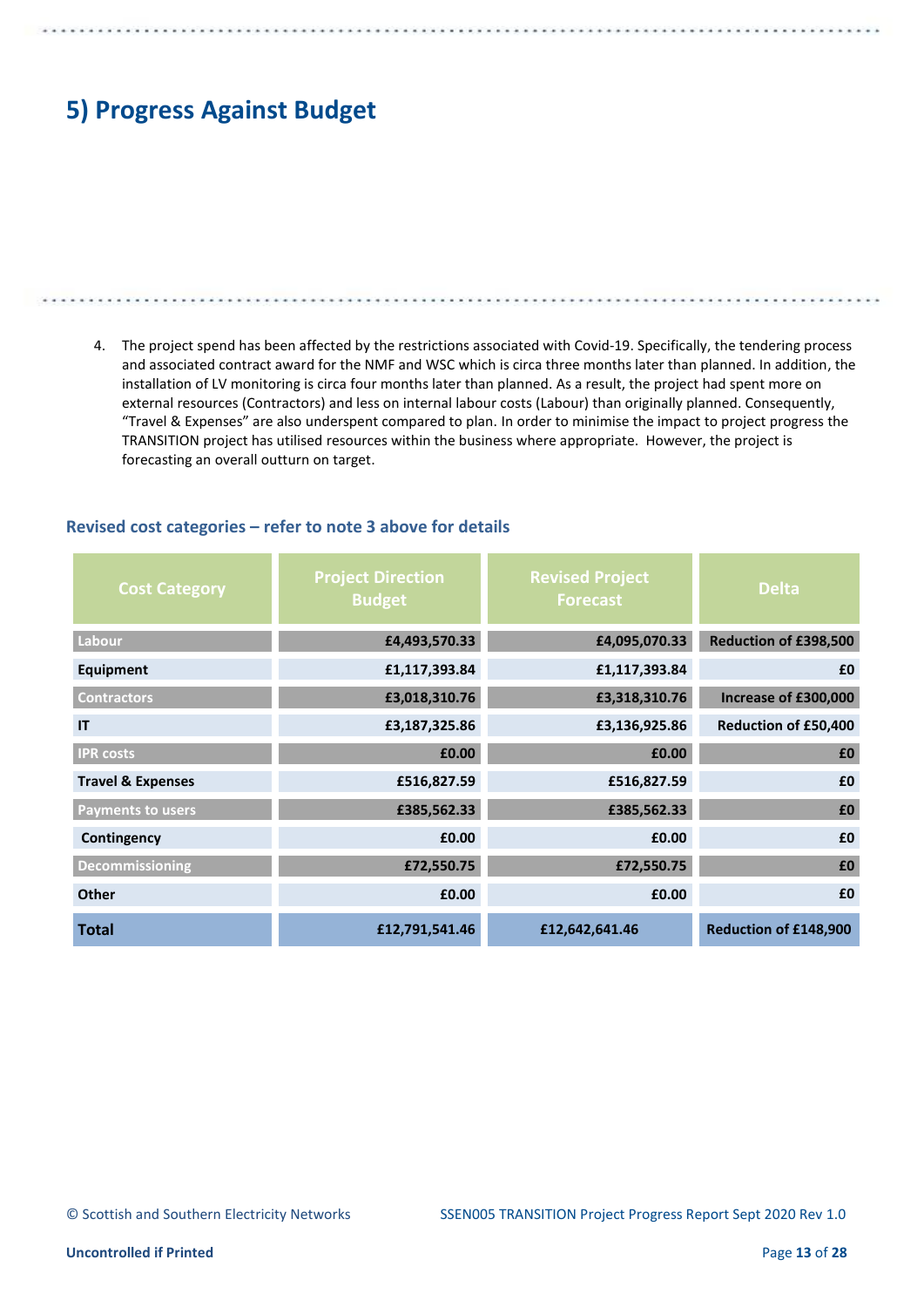# 5) Progress Against Budget

4. The project spend has been affected by the restrictions associated with Covid-19. Specifically, the tendering process and associated contract award for the NMF and WSC which is circa three months later than planned. In addition, the installation of LV monitoring is circa four months later than planned. As a result, the project had spent more on external resources (Contractors) and less on internal labour costs (Labour) than originally planned. Consequently, "Travel & Expenses" are also underspent compared to plan. In order to minimise the impact to project progress the TRANSITION project has utilised resources within the business where appropriate. However, the project is forecasting an overall outturn on target.

### Revised cost categories – refer to note 3 above for details

| Cost Category | Project Direction Budget | Revised Project Forecast | Delta |
|---|---|---|---|
| Labour | £4,493,570.33 | £4,095,070.33 | Reduction of £398,500 |
| Equipment | £1,117,393.84 | £1,117,393.84 | £0 |
| Contractors | £3,018,310.76 | £3,318,310.76 | Increase of £300,000 |
| IT | £3,187,325.86 | £3,136,925.86 | Reduction of £50,400 |
| IPR costs | £0.00 | £0.00 | £0 |
| Travel & Expenses | £516,827.59 | £516,827.59 | £0 |
| Payments to users | £385,562.33 | £385,562.33 | £0 |
| Contingency | £0.00 | £0.00 | £0 |
| Decommissioning | £72,550.75 | £72,550.75 | £0 |
| Other | £0.00 | £0.00 | £0 |
| **Total** | £12,791,541.46 | £12,642,641.46 | Reduction of £148,900 |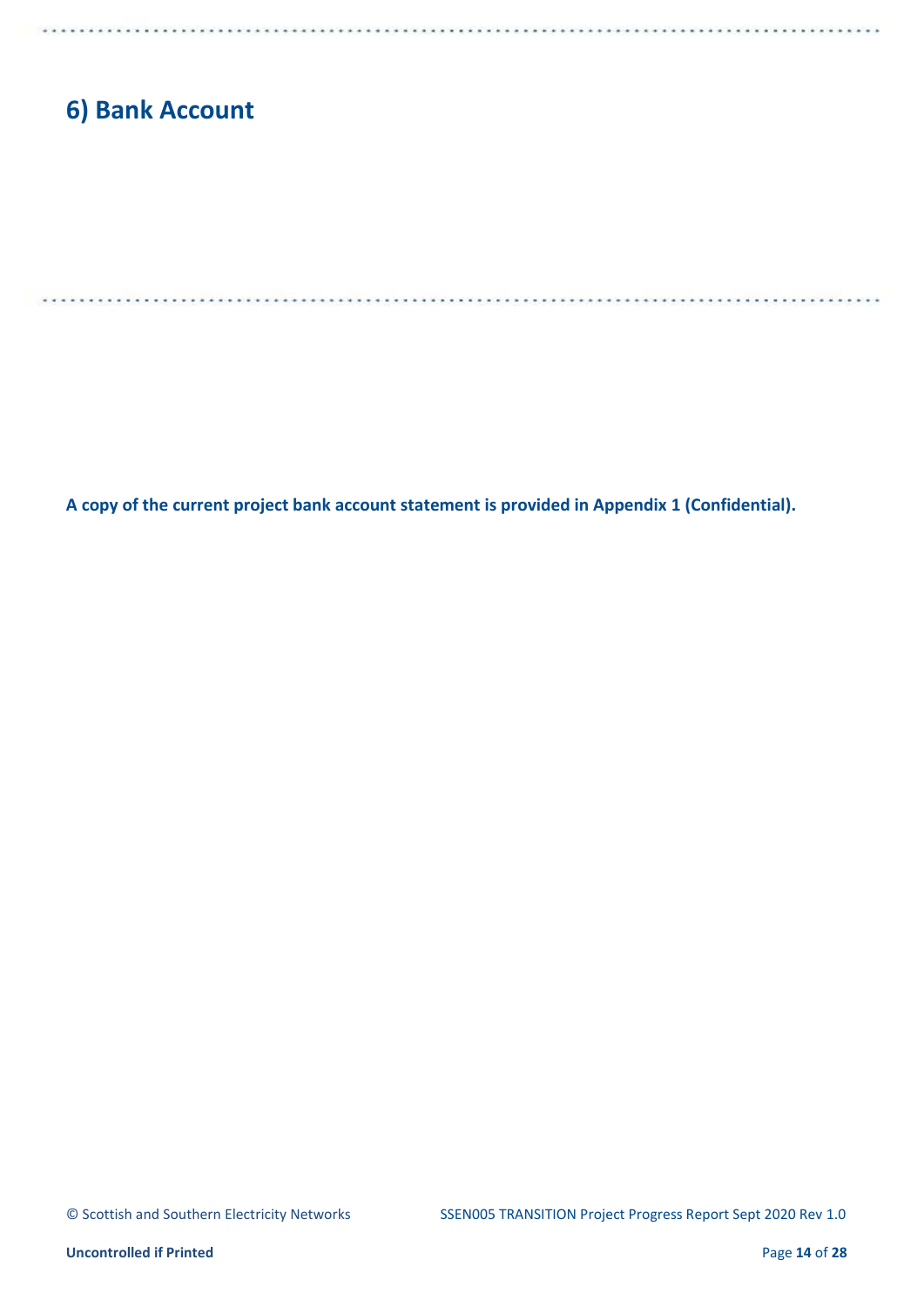# 6) Bank Account

**A copy of the current project bank account statement is provided in Appendix 1 (Confidential).**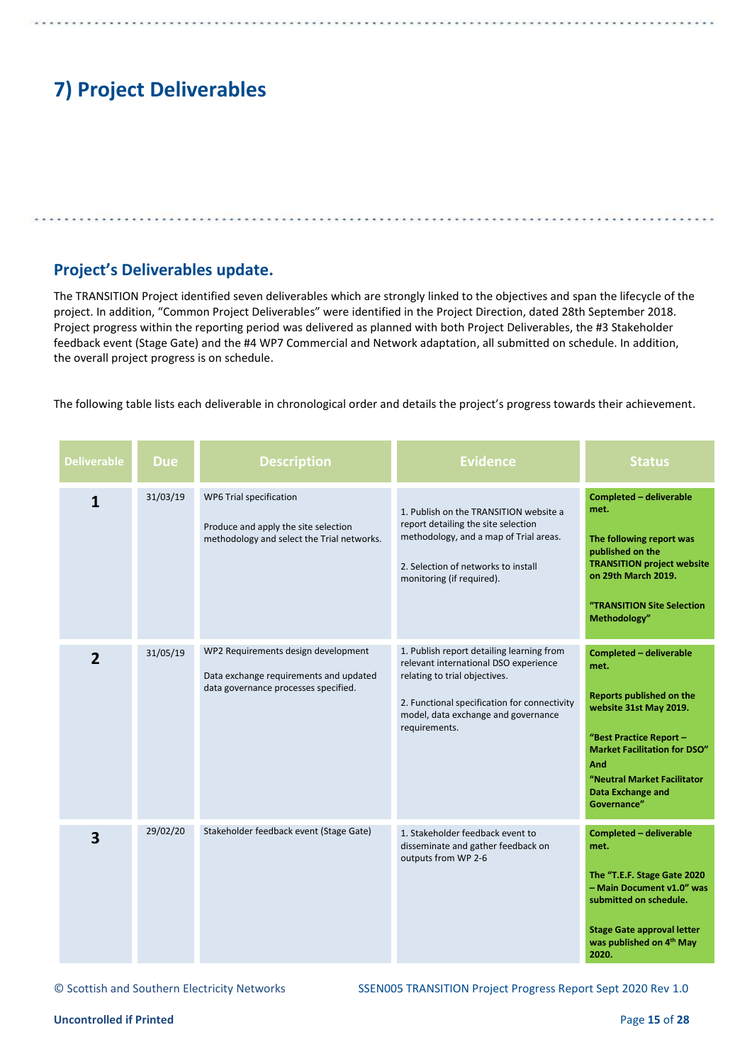# 7) Project Deliverables

## Project's Deliverables update.

The TRANSITION Project identified seven deliverables which are strongly linked to the objectives and span the lifecycle of the project. In addition, "Common Project Deliverables" were identified in the Project Direction, dated 28th September 2018. Project progress within the reporting period was delivered as planned with both Project Deliverables, the #3 Stakeholder feedback event (Stage Gate) and the #4 WP7 Commercial and Network adaptation, all submitted on schedule. In addition, the overall project progress is on schedule.

The following table lists each deliverable in chronological order and details the project's progress towards their achievement.

| Deliverable | Due | Description | Evidence | Status |
|---|---|---|---|---|
| **1** | 31/03/19 | WP6 Trial specification<br><br>Produce and apply the site selection methodology and select the Trial networks. | 1. Publish on the TRANSITION website a report detailing the site selection methodology, and a map of Trial areas.<br><br>2. Selection of networks to install monitoring (if required). | **Completed – deliverable met.**<br><br>**The following report was published on the TRANSITION project website on 29th March 2019.**<br><br>**"TRANSITION Site Selection Methodology"** |
| **2** | 31/05/19 | WP2 Requirements design development<br><br>Data exchange requirements and updated data governance processes specified. | 1. Publish report detailing learning from relevant international DSO experience relating to trial objectives.<br><br>2. Functional specification for connectivity model, data exchange and governance requirements. | **Completed – deliverable met.**<br><br>**Reports published on the website 31st May 2019.**<br><br>**"Best Practice Report – Market Facilitation for DSO"**<br>**And**<br>**"Neutral Market Facilitator Data Exchange and Governance"** |
| **3** | 29/02/20 | Stakeholder feedback event (Stage Gate) | 1. Stakeholder feedback event to disseminate and gather feedback on outputs from WP 2-6 | **Completed – deliverable met.**<br><br>**The "T.E.F. Stage Gate 2020 – Main Document v1.0" was submitted on schedule.**<br><br>**Stage Gate approval letter was published on 4th May 2020.** |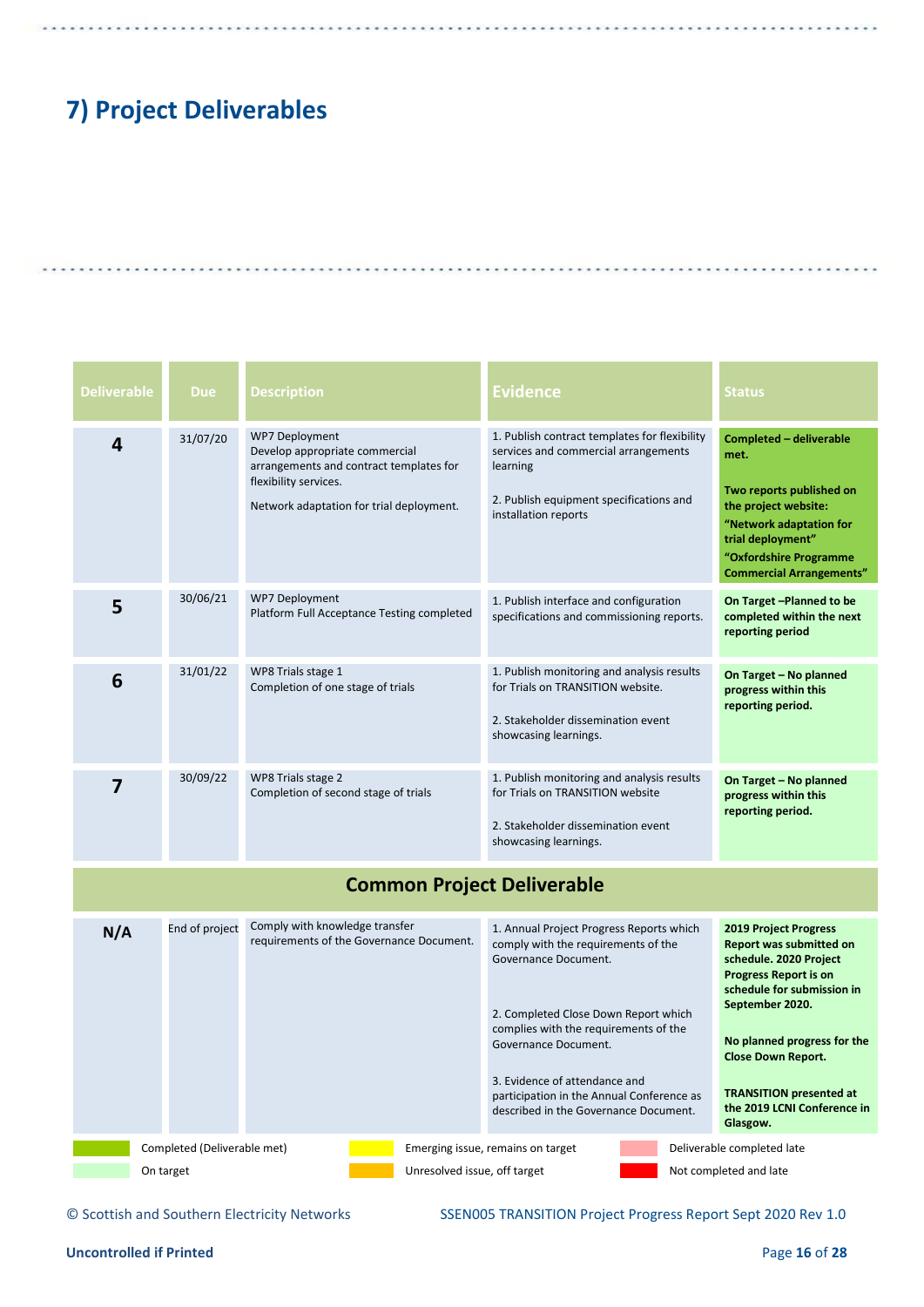## 7) Project Deliverables

| Deliverable | Due | Description | Evidence | Status |
|---|---|---|---|---|
| **4** | 31/07/20 | WP7 Deployment<br>Develop appropriate commercial arrangements and contract templates for flexibility services.<br><br>Network adaptation for trial deployment. | 1. Publish contract templates for flexibility services and commercial arrangements learning<br><br>2. Publish equipment specifications and installation reports | **Completed – deliverable met.**<br><br>**Two reports published on the project website:**<br>**"Network adaptation for trial deployment"**<br>**"Oxfordshire Programme Commercial Arrangements"** |
| **5** | 30/06/21 | WP7 Deployment<br>Platform Full Acceptance Testing completed | 1. Publish interface and configuration specifications and commissioning reports. | **On Target –Planned to be completed within the next reporting period** |
| **6** | 31/01/22 | WP8 Trials stage 1<br>Completion of one stage of trials | 1. Publish monitoring and analysis results for Trials on TRANSITION website.<br><br>2. Stakeholder dissemination event showcasing learnings. | **On Target – No planned progress within this reporting period.** |
| **7** | 30/09/22 | WP8 Trials stage 2<br>Completion of second stage of trials | 1. Publish monitoring and analysis results for Trials on TRANSITION website<br><br>2. Stakeholder dissemination event showcasing learnings. | **On Target – No planned progress within this reporting period.** |
| **Common Project Deliverable** | | | | |
| **N/A** | End of project | Comply with knowledge transfer requirements of the Governance Document. | 1. Annual Project Progress Reports which comply with the requirements of the Governance Document.<br><br>2. Completed Close Down Report which complies with the requirements of the Governance Document.<br><br>3. Evidence of attendance and participation in the Annual Conference as described in the Governance Document. | **2019 Project Progress Report was submitted on schedule. 2020 Project Progress Report is on schedule for submission in September 2020.**<br><br>**No planned progress for the Close Down Report.**<br><br>**TRANSITION presented at the 2019 LCNI Conference in Glasgow.** |

Key:
- Completed (Deliverable met)
- On target
- Emerging issue, remains on target
- Unresolved issue, off target
- Deliverable completed late
- Not completed and late

© Scottish and Southern Electricity Networks — SSEN005 TRANSITION Project Progress Report Sept 2020 Rev 1.0

Uncontrolled if Printed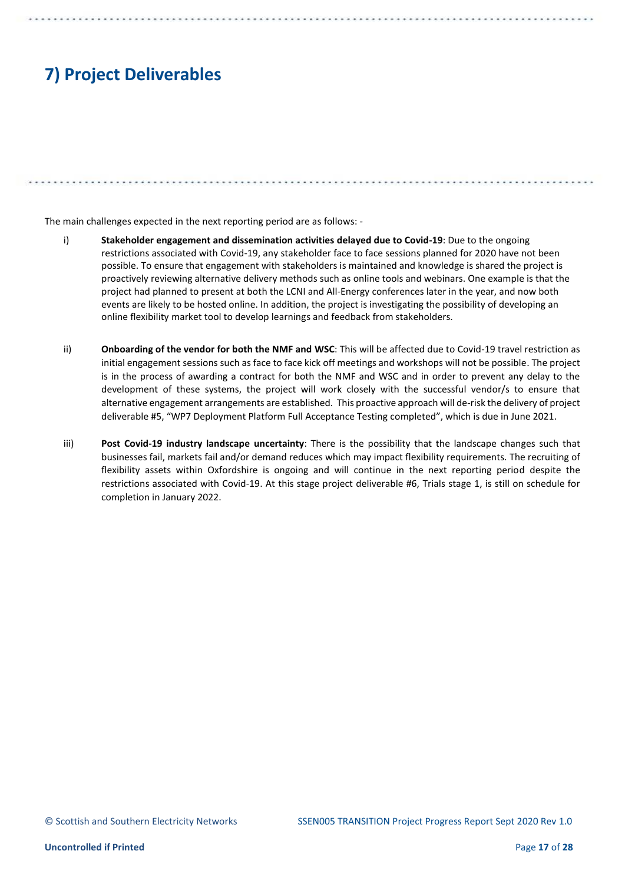# 7) Project Deliverables

The main challenges expected in the next reporting period are as follows: -

i) **Stakeholder engagement and dissemination activities delayed due to Covid-19**: Due to the ongoing restrictions associated with Covid-19, any stakeholder face to face sessions planned for 2020 have not been possible. To ensure that engagement with stakeholders is maintained and knowledge is shared the project is proactively reviewing alternative delivery methods such as online tools and webinars. One example is that the project had planned to present at both the LCNI and All-Energy conferences later in the year, and now both events are likely to be hosted online. In addition, the project is investigating the possibility of developing an online flexibility market tool to develop learnings and feedback from stakeholders.

ii) **Onboarding of the vendor for both the NMF and WSC**: This will be affected due to Covid-19 travel restriction as initial engagement sessions such as face to face kick off meetings and workshops will not be possible. The project is in the process of awarding a contract for both the NMF and WSC and in order to prevent any delay to the development of these systems, the project will work closely with the successful vendor/s to ensure that alternative engagement arrangements are established. This proactive approach will de-risk the delivery of project deliverable #5, "WP7 Deployment Platform Full Acceptance Testing completed", which is due in June 2021.

iii) **Post Covid-19 industry landscape uncertainty**: There is the possibility that the landscape changes such that businesses fail, markets fail and/or demand reduces which may impact flexibility requirements. The recruiting of flexibility assets within Oxfordshire is ongoing and will continue in the next reporting period despite the restrictions associated with Covid-19. At this stage project deliverable #6, Trials stage 1, is still on schedule for completion in January 2022.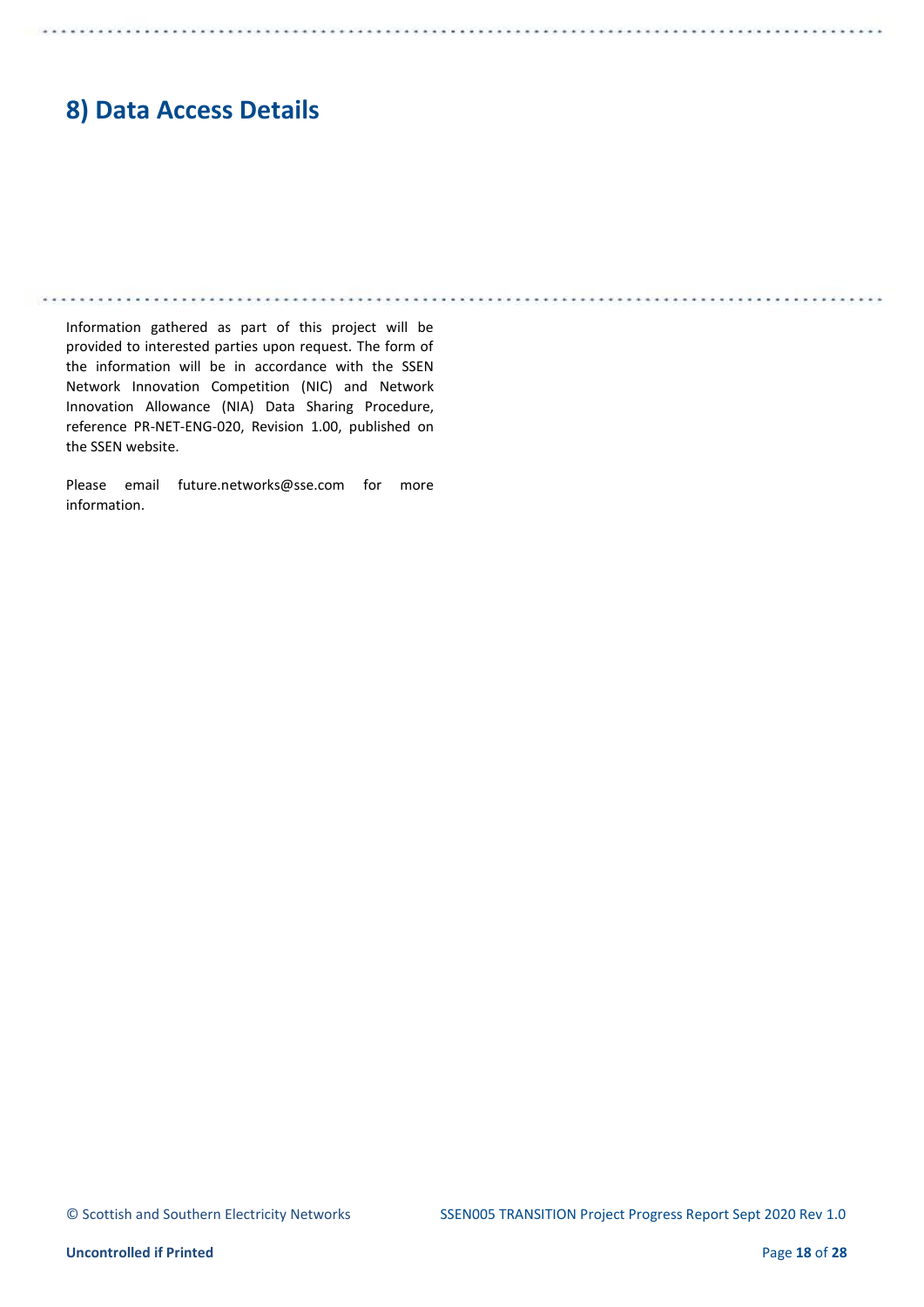# 8) Data Access Details

Information gathered as part of this project will be provided to interested parties upon request. The form of the information will be in accordance with the SSEN Network Innovation Competition (NIC) and Network Innovation Allowance (NIA) Data Sharing Procedure, reference PR-NET-ENG-020, Revision 1.00, published on the SSEN website.

Please email future.networks@sse.com for more information.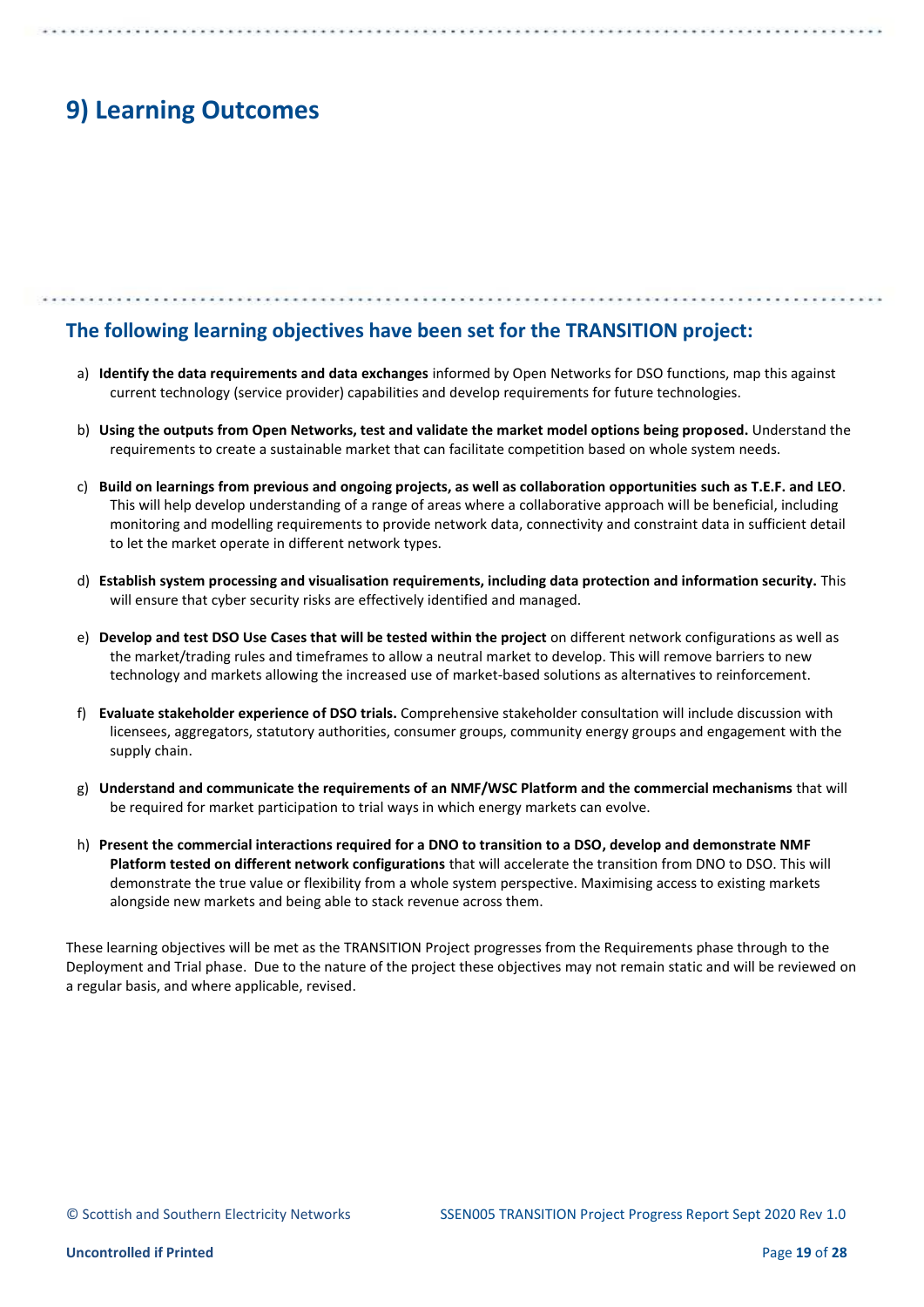# 9) Learning Outcomes

## The following learning objectives have been set for the TRANSITION project:

a) **Identify the data requirements and data exchanges** informed by Open Networks for DSO functions, map this against current technology (service provider) capabilities and develop requirements for future technologies.

b) **Using the outputs from Open Networks, test and validate the market model options being proposed.** Understand the requirements to create a sustainable market that can facilitate competition based on whole system needs.

c) **Build on learnings from previous and ongoing projects, as well as collaboration opportunities such as T.E.F. and LEO**. This will help develop understanding of a range of areas where a collaborative approach will be beneficial, including monitoring and modelling requirements to provide network data, connectivity and constraint data in sufficient detail to let the market operate in different network types.

d) **Establish system processing and visualisation requirements, including data protection and information security.** This will ensure that cyber security risks are effectively identified and managed.

e) **Develop and test DSO Use Cases that will be tested within the project** on different network configurations as well as the market/trading rules and timeframes to allow a neutral market to develop. This will remove barriers to new technology and markets allowing the increased use of market-based solutions as alternatives to reinforcement.

f) **Evaluate stakeholder experience of DSO trials.** Comprehensive stakeholder consultation will include discussion with licensees, aggregators, statutory authorities, consumer groups, community energy groups and engagement with the supply chain.

g) **Understand and communicate the requirements of an NMF/WSC Platform and the commercial mechanisms** that will be required for market participation to trial ways in which energy markets can evolve.

h) **Present the commercial interactions required for a DNO to transition to a DSO, develop and demonstrate NMF Platform tested on different network configurations** that will accelerate the transition from DNO to DSO. This will demonstrate the true value or flexibility from a whole system perspective. Maximising access to existing markets alongside new markets and being able to stack revenue across them.

These learning objectives will be met as the TRANSITION Project progresses from the Requirements phase through to the Deployment and Trial phase. Due to the nature of the project these objectives may not remain static and will be reviewed on a regular basis, and where applicable, revised.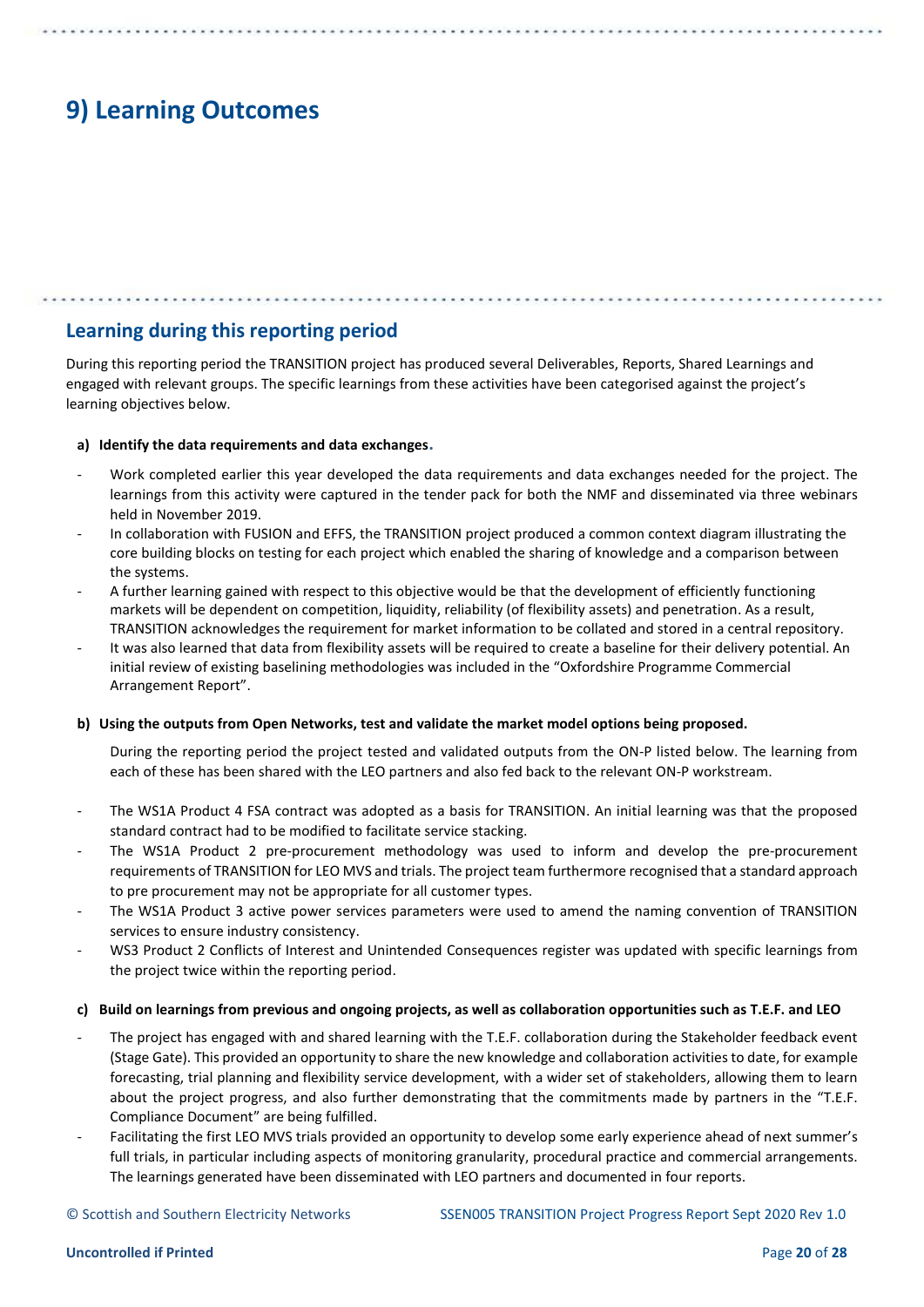# 9) Learning Outcomes

## Learning during this reporting period

During this reporting period the TRANSITION project has produced several Deliverables, Reports, Shared Learnings and engaged with relevant groups. The specific learnings from these activities have been categorised against the project's learning objectives below.

**a) Identify the data requirements and data exchanges.**

- Work completed earlier this year developed the data requirements and data exchanges needed for the project. The learnings from this activity were captured in the tender pack for both the NMF and disseminated via three webinars held in November 2019.
- In collaboration with FUSION and EFFS, the TRANSITION project produced a common context diagram illustrating the core building blocks on testing for each project which enabled the sharing of knowledge and a comparison between the systems.
- A further learning gained with respect to this objective would be that the development of efficiently functioning markets will be dependent on competition, liquidity, reliability (of flexibility assets) and penetration. As a result, TRANSITION acknowledges the requirement for market information to be collated and stored in a central repository.
- It was also learned that data from flexibility assets will be required to create a baseline for their delivery potential. An initial review of existing baselining methodologies was included in the "Oxfordshire Programme Commercial Arrangement Report".

**b) Using the outputs from Open Networks, test and validate the market model options being proposed.**

During the reporting period the project tested and validated outputs from the ON-P listed below. The learning from each of these has been shared with the LEO partners and also fed back to the relevant ON-P workstream.

- The WS1A Product 4 FSA contract was adopted as a basis for TRANSITION. An initial learning was that the proposed standard contract had to be modified to facilitate service stacking.
- The WS1A Product 2 pre-procurement methodology was used to inform and develop the pre-procurement requirements of TRANSITION for LEO MVS and trials. The project team furthermore recognised that a standard approach to pre procurement may not be appropriate for all customer types.
- The WS1A Product 3 active power services parameters were used to amend the naming convention of TRANSITION services to ensure industry consistency.
- WS3 Product 2 Conflicts of Interest and Unintended Consequences register was updated with specific learnings from the project twice within the reporting period.

**c) Build on learnings from previous and ongoing projects, as well as collaboration opportunities such as T.E.F. and LEO**

- The project has engaged with and shared learning with the T.E.F. collaboration during the Stakeholder feedback event (Stage Gate). This provided an opportunity to share the new knowledge and collaboration activities to date, for example forecasting, trial planning and flexibility service development, with a wider set of stakeholders, allowing them to learn about the project progress, and also further demonstrating that the commitments made by partners in the "T.E.F. Compliance Document" are being fulfilled.
- Facilitating the first LEO MVS trials provided an opportunity to develop some early experience ahead of next summer's full trials, in particular including aspects of monitoring granularity, procedural practice and commercial arrangements. The learnings generated have been disseminated with LEO partners and documented in four reports.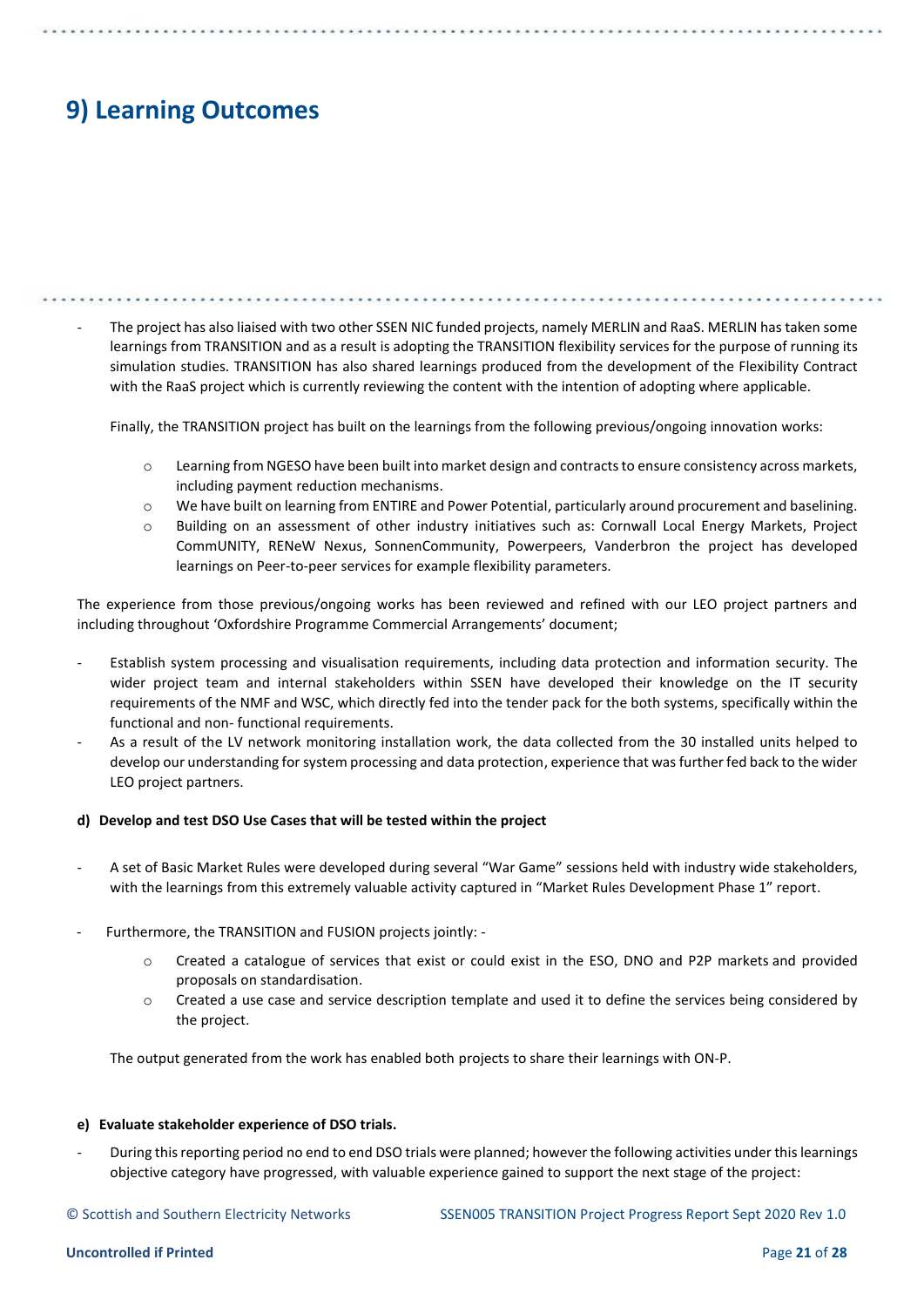# 9) Learning Outcomes

- The project has also liaised with two other SSEN NIC funded projects, namely MERLIN and RaaS. MERLIN has taken some learnings from TRANSITION and as a result is adopting the TRANSITION flexibility services for the purpose of running its simulation studies. TRANSITION has also shared learnings produced from the development of the Flexibility Contract with the RaaS project which is currently reviewing the content with the intention of adopting where applicable.

  Finally, the TRANSITION project has built on the learnings from the following previous/ongoing innovation works:

  - Learning from NGESO have been built into market design and contracts to ensure consistency across markets, including payment reduction mechanisms.
  - We have built on learning from ENTIRE and Power Potential, particularly around procurement and baselining.
  - Building on an assessment of other industry initiatives such as: Cornwall Local Energy Markets, Project CommUNITY, RENeW Nexus, SonnenCommunity, Powerpeers, Vanderbron the project has developed learnings on Peer-to-peer services for example flexibility parameters.

The experience from those previous/ongoing works has been reviewed and refined with our LEO project partners and including throughout 'Oxfordshire Programme Commercial Arrangements' document;

- Establish system processing and visualisation requirements, including data protection and information security. The wider project team and internal stakeholders within SSEN have developed their knowledge on the IT security requirements of the NMF and WSC, which directly fed into the tender pack for the both systems, specifically within the functional and non- functional requirements.
- As a result of the LV network monitoring installation work, the data collected from the 30 installed units helped to develop our understanding for system processing and data protection, experience that was further fed back to the wider LEO project partners.

**d) Develop and test DSO Use Cases that will be tested within the project**

- A set of Basic Market Rules were developed during several "War Game" sessions held with industry wide stakeholders, with the learnings from this extremely valuable activity captured in "Market Rules Development Phase 1" report.

- Furthermore, the TRANSITION and FUSION projects jointly: -
  - Created a catalogue of services that exist or could exist in the ESO, DNO and P2P markets and provided proposals on standardisation.
  - Created a use case and service description template and used it to define the services being considered by the project.

  The output generated from the work has enabled both projects to share their learnings with ON-P.

**e) Evaluate stakeholder experience of DSO trials.**

- During this reporting period no end to end DSO trials were planned; however the following activities under this learnings objective category have progressed, with valuable experience gained to support the next stage of the project: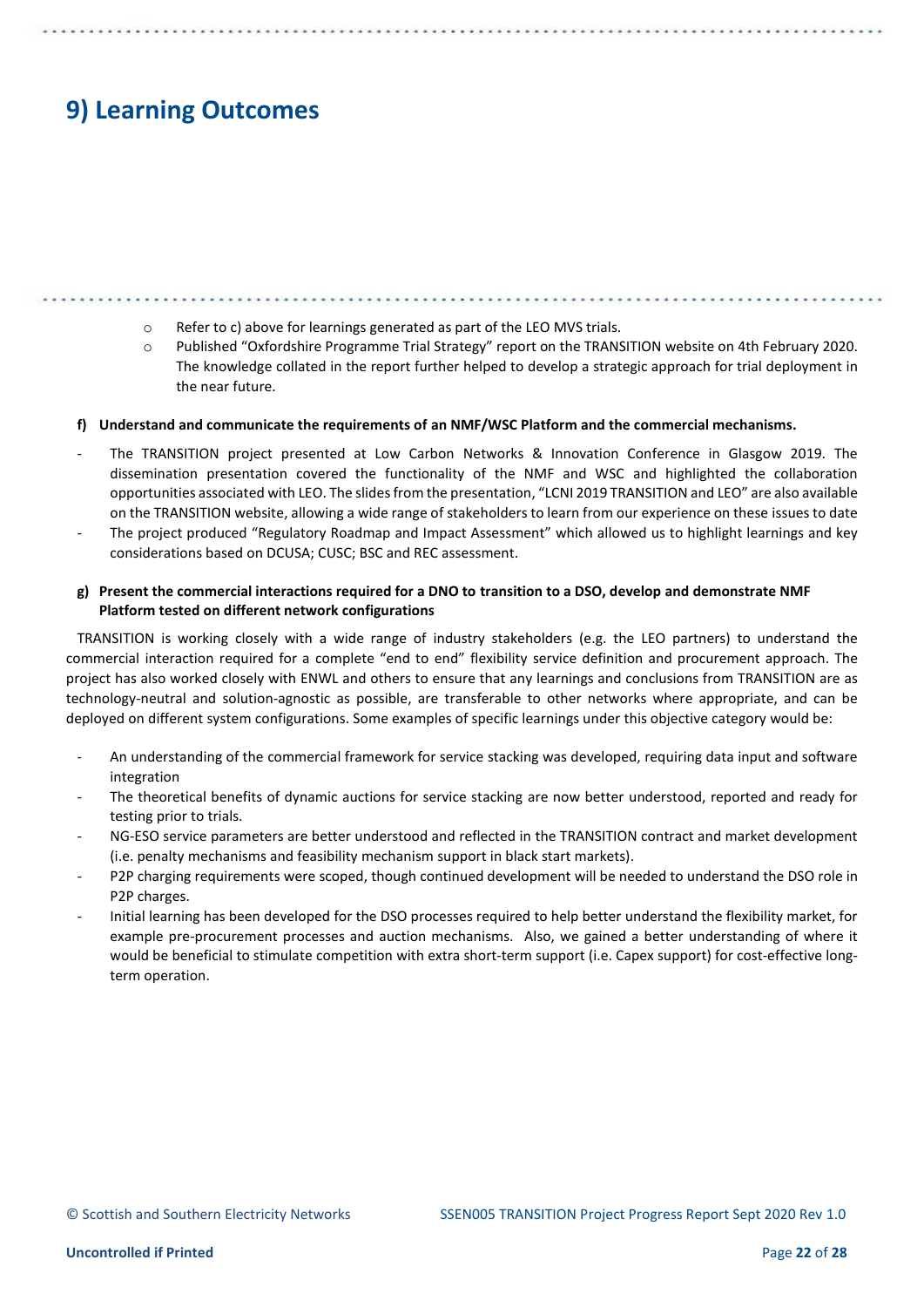# 9) Learning Outcomes

- Refer to c) above for learnings generated as part of the LEO MVS trials.
- Published "Oxfordshire Programme Trial Strategy" report on the TRANSITION website on 4th February 2020. The knowledge collated in the report further helped to develop a strategic approach for trial deployment in the near future.

**f) Understand and communicate the requirements of an NMF/WSC Platform and the commercial mechanisms.**

- The TRANSITION project presented at Low Carbon Networks & Innovation Conference in Glasgow 2019. The dissemination presentation covered the functionality of the NMF and WSC and highlighted the collaboration opportunities associated with LEO. The slides from the presentation, "LCNI 2019 TRANSITION and LEO" are also available on the TRANSITION website, allowing a wide range of stakeholders to learn from our experience on these issues to date
- The project produced "Regulatory Roadmap and Impact Assessment" which allowed us to highlight learnings and key considerations based on DCUSA; CUSC; BSC and REC assessment.

**g) Present the commercial interactions required for a DNO to transition to a DSO, develop and demonstrate NMF Platform tested on different network configurations**

TRANSITION is working closely with a wide range of industry stakeholders (e.g. the LEO partners) to understand the commercial interaction required for a complete "end to end" flexibility service definition and procurement approach. The project has also worked closely with ENWL and others to ensure that any learnings and conclusions from TRANSITION are as technology-neutral and solution-agnostic as possible, are transferable to other networks where appropriate, and can be deployed on different system configurations. Some examples of specific learnings under this objective category would be:

- An understanding of the commercial framework for service stacking was developed, requiring data input and software integration
- The theoretical benefits of dynamic auctions for service stacking are now better understood, reported and ready for testing prior to trials.
- NG-ESO service parameters are better understood and reflected in the TRANSITION contract and market development (i.e. penalty mechanisms and feasibility mechanism support in black start markets).
- P2P charging requirements were scoped, though continued development will be needed to understand the DSO role in P2P charges.
- Initial learning has been developed for the DSO processes required to help better understand the flexibility market, for example pre-procurement processes and auction mechanisms. Also, we gained a better understanding of where it would be beneficial to stimulate competition with extra short-term support (i.e. Capex support) for cost-effective long-term operation.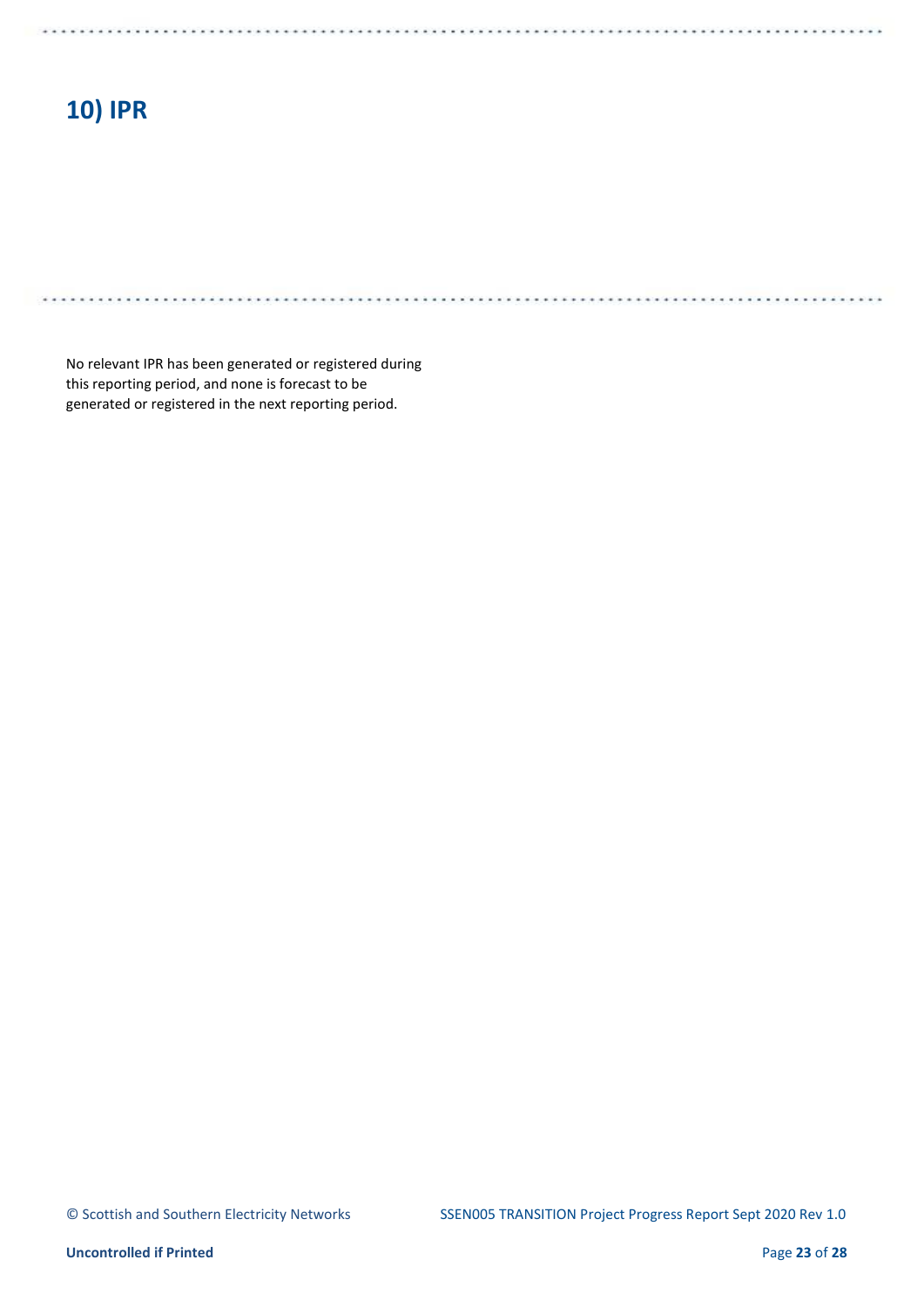# 10) IPR

No relevant IPR has been generated or registered during this reporting period, and none is forecast to be generated or registered in the next reporting period.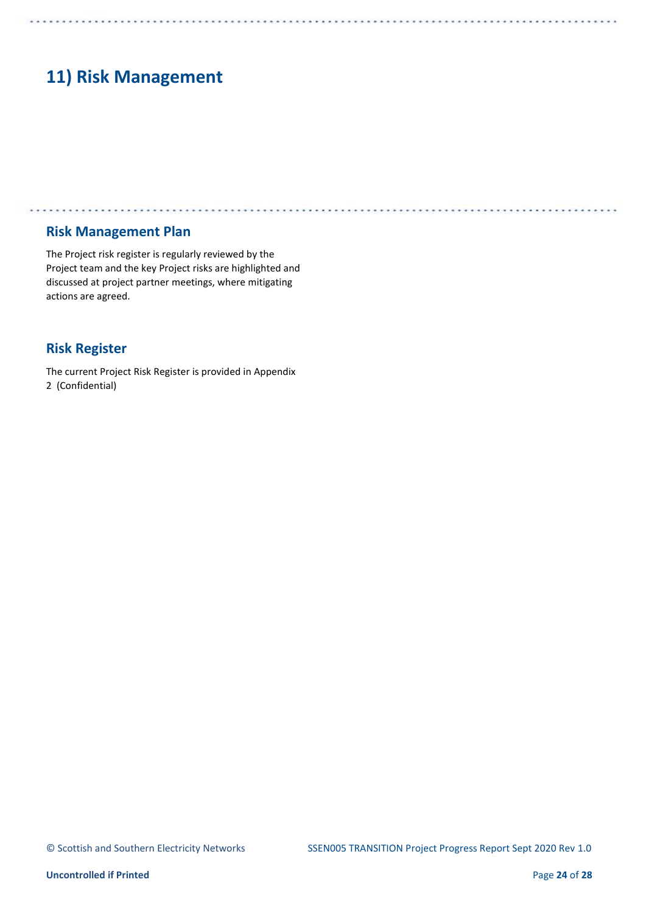# 11) Risk Management

## Risk Management Plan

The Project risk register is regularly reviewed by the Project team and the key Project risks are highlighted and discussed at project partner meetings, where mitigating actions are agreed.

## Risk Register

The current Project Risk Register is provided in Appendix 2 (Confidential)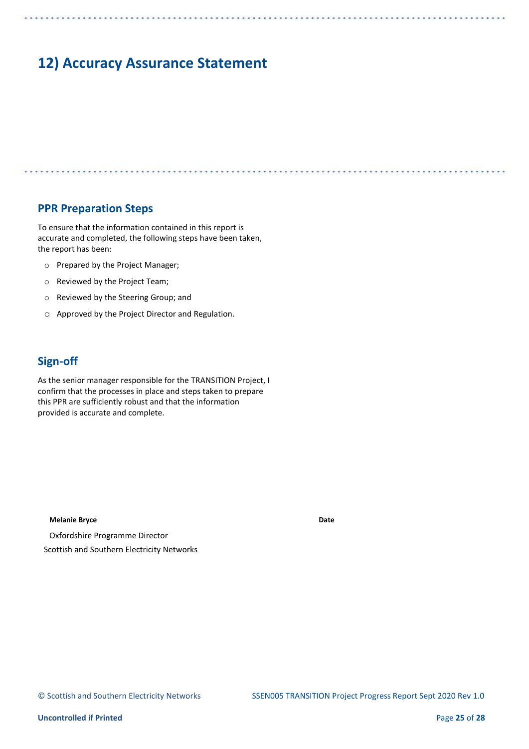# 12) Accuracy Assurance Statement

## PPR Preparation Steps

To ensure that the information contained in this report is accurate and completed, the following steps have been taken, the report has been:

- Prepared by the Project Manager;
- Reviewed by the Project Team;
- Reviewed by the Steering Group; and
- Approved by the Project Director and Regulation.

## Sign-off

As the senior manager responsible for the TRANSITION Project, I confirm that the processes in place and steps taken to prepare this PPR are sufficiently robust and that the information provided is accurate and complete.

**Melanie Bryce** **Date**

Oxfordshire Programme Director

Scottish and Southern Electricity Networks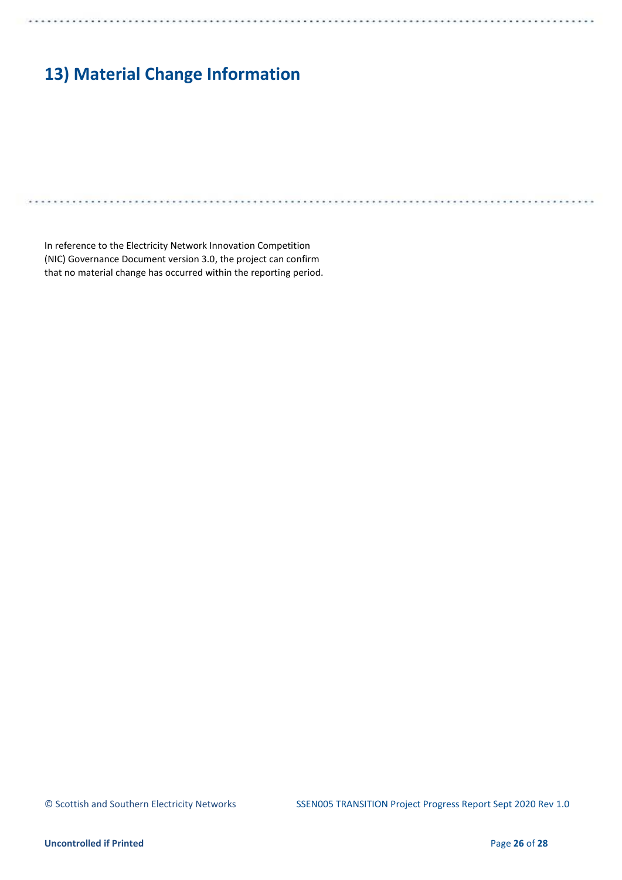# 13) Material Change Information

In reference to the Electricity Network Innovation Competition (NIC) Governance Document version 3.0, the project can confirm that no material change has occurred within the reporting period.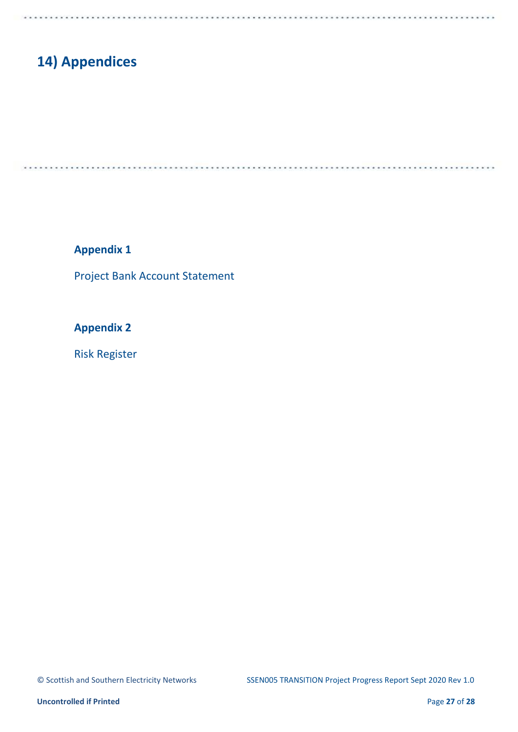# 14) Appendices

**Appendix 1**

Project Bank Account Statement

**Appendix 2**

Risk Register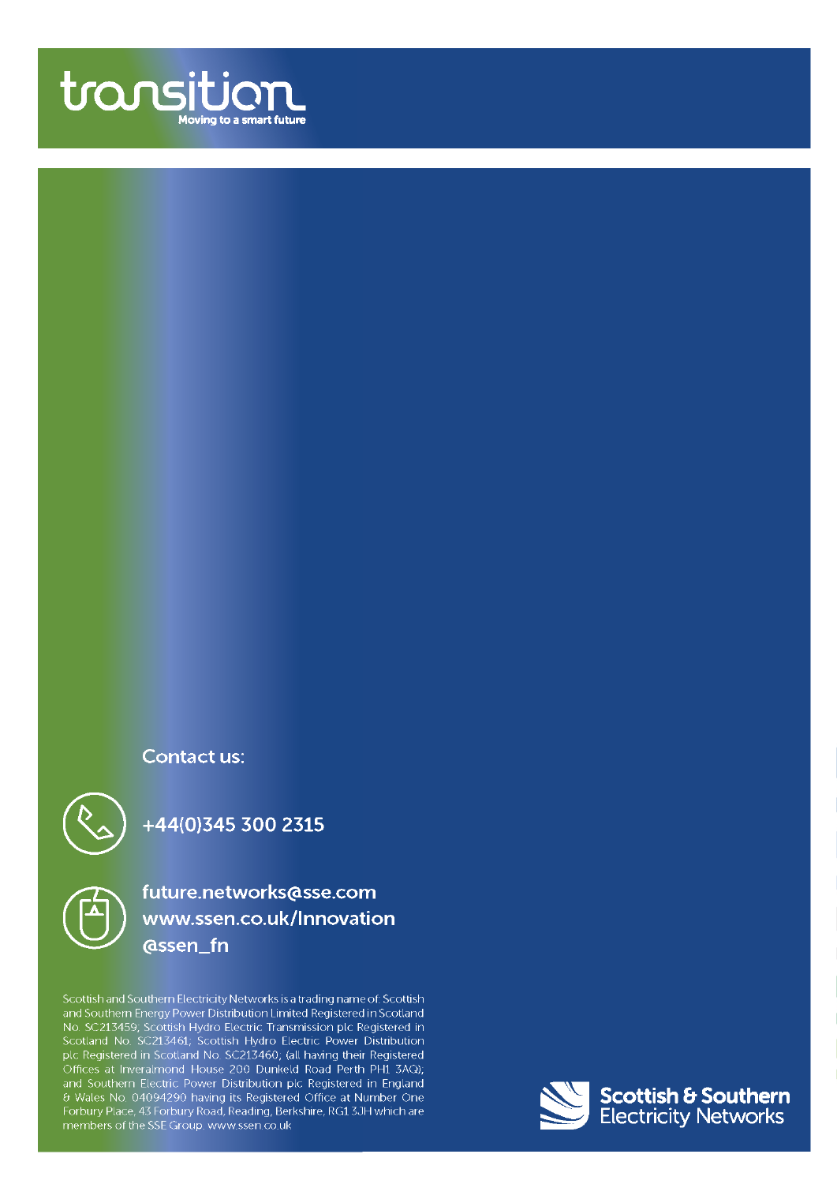transition

Moving to a smart future

Contact us:

+44(0)345 300 2315

future.networks@sse.com
www.ssen.co.uk/Innovation
@ssen_fn

Scottish and Southern Electricity Networks is a trading name of: Scottish and Southern Energy Power Distribution Limited Registered in Scotland No. SC213459; Scottish Hydro Electric Transmission plc Registered in Scotland No. SC213461; Scottish Hydro Electric Power Distribution plc Registered in Scotland No. SC213460; (all having their Registered Offices at Inveralmond House 200 Dunkeld Road Perth PH1 3AQ); and Southern Electric Power Distribution plc Registered in England & Wales No. 04094290 having its Registered Office at Number One Forbury Place, 43 Forbury Road, Reading, Berkshire, RG1 3JH which are members of the SSE Group. www.ssen.co.uk

Scottish & Southern Electricity Networks